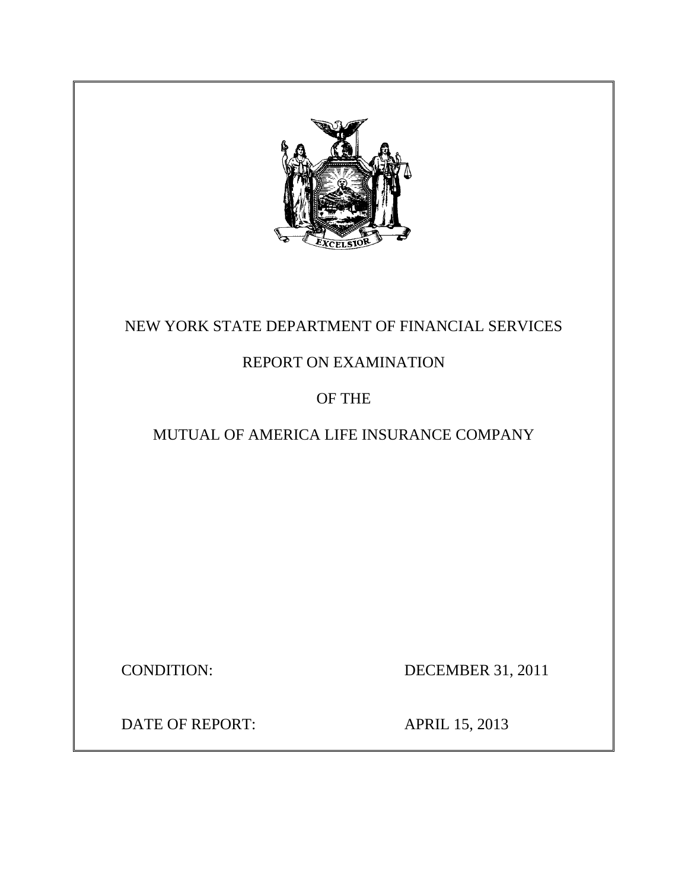NEW YORK STATE DEPARTMENT OF FINANCIAL SERVICES

REPORT ON EXAMINATION

OF THE

MUTUAL OF AMERICA LIFE INSURANCE COMPANY

CONDITION: DECEMBER 31, 2011

DATE OF REPORT: APRIL 15, 2013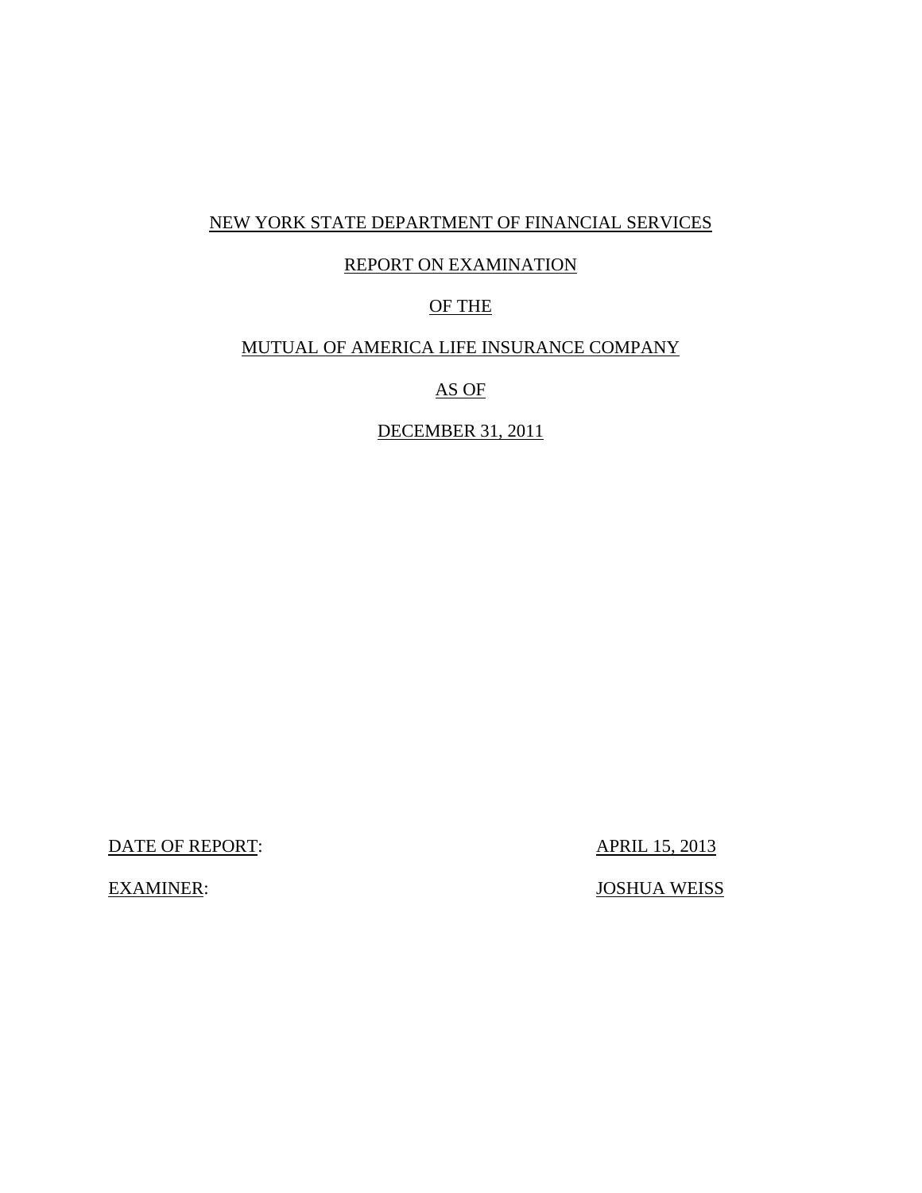NEW YORK STATE DEPARTMENT OF FINANCIAL SERVICES

REPORT ON EXAMINATION

OF THE

MUTUAL OF AMERICA LIFE INSURANCE COMPANY

AS OF

DECEMBER 31, 2011

DATE OF REPORT: APRIL 15, 2013

EXAMINER: JOSHUA WEISS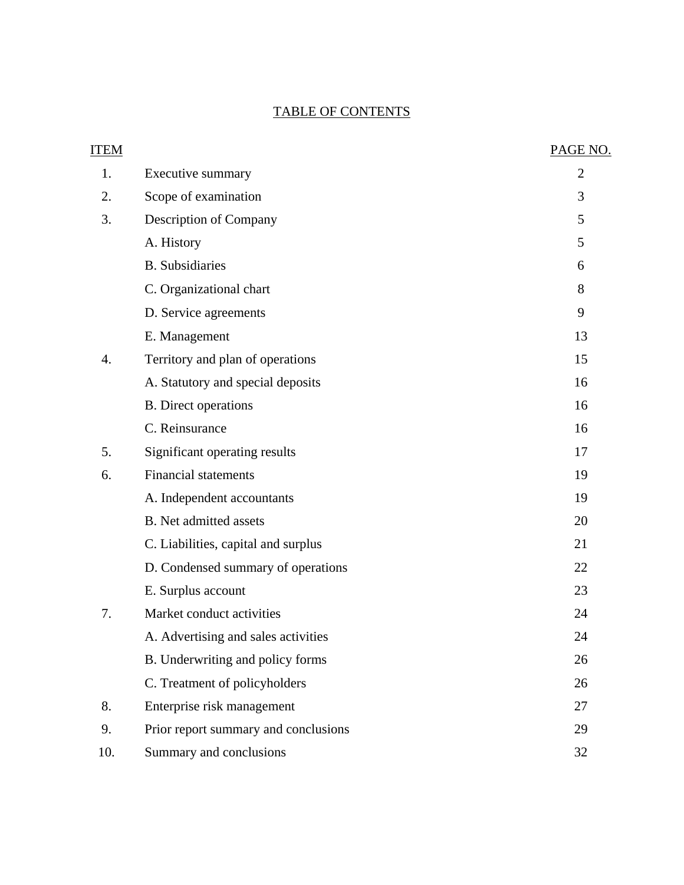# TABLE OF CONTENTS

| ITEM | | PAGE NO. |
|---|---|---|
| 1. | Executive summary | 2 |
| 2. | Scope of examination | 3 |
| 3. | Description of Company | 5 |
| | A. History | 5 |
| | B. Subsidiaries | 6 |
| | C. Organizational chart | 8 |
| | D. Service agreements | 9 |
| | E. Management | 13 |
| 4. | Territory and plan of operations | 15 |
| | A. Statutory and special deposits | 16 |
| | B. Direct operations | 16 |
| | C. Reinsurance | 16 |
| 5. | Significant operating results | 17 |
| 6. | Financial statements | 19 |
| | A. Independent accountants | 19 |
| | B. Net admitted assets | 20 |
| | C. Liabilities, capital and surplus | 21 |
| | D. Condensed summary of operations | 22 |
| | E. Surplus account | 23 |
| 7. | Market conduct activities | 24 |
| | A. Advertising and sales activities | 24 |
| | B. Underwriting and policy forms | 26 |
| | C. Treatment of policyholders | 26 |
| 8. | Enterprise risk management | 27 |
| 9. | Prior report summary and conclusions | 29 |
| 10. | Summary and conclusions | 32 |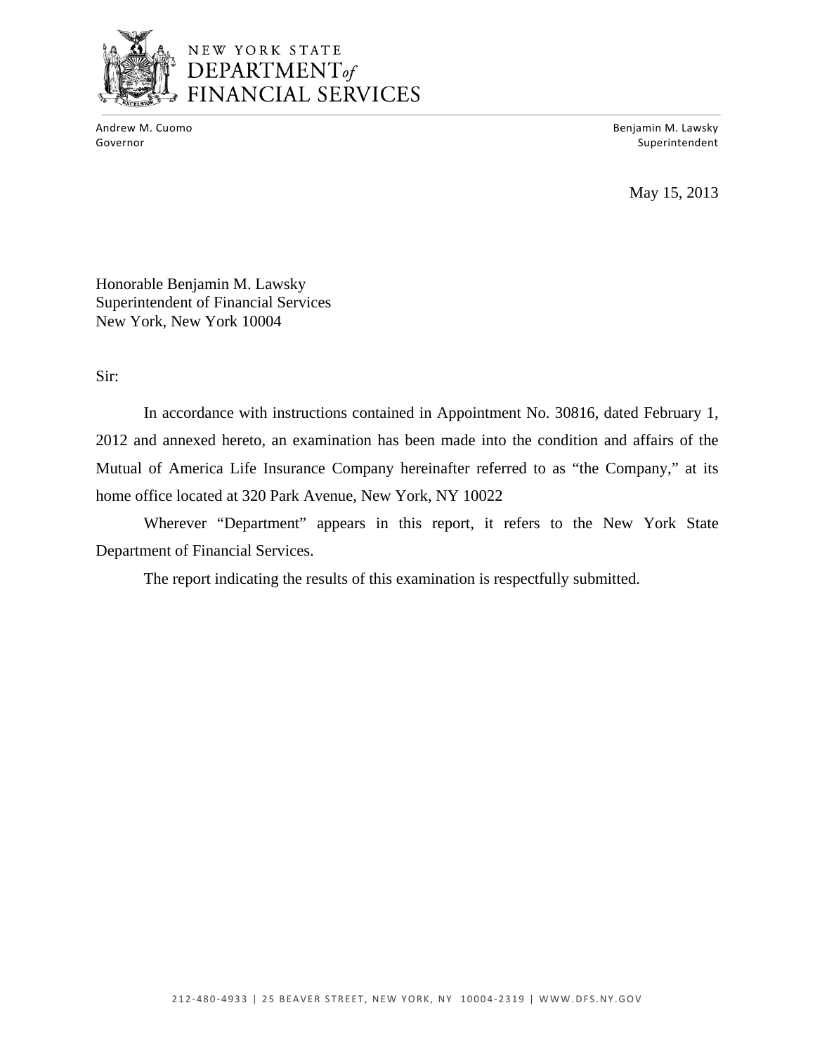NEW YORK STATE
DEPARTMENT *of*
FINANCIAL SERVICES

Andrew M. Cuomo
Governor

Benjamin M. Lawsky
Superintendent

May 15, 2013

Honorable Benjamin M. Lawsky
Superintendent of Financial Services
New York, New York 10004

Sir:

In accordance with instructions contained in Appointment No. 30816, dated February 1, 2012 and annexed hereto, an examination has been made into the condition and affairs of the Mutual of America Life Insurance Company hereinafter referred to as "the Company," at its home office located at 320 Park Avenue, New York, NY 10022

Wherever "Department" appears in this report, it refers to the New York State Department of Financial Services.

The report indicating the results of this examination is respectfully submitted.

212-480-4933 | 25 BEAVER STREET, NEW YORK, NY 10004-2319 | WWW.DFS.NY.GOV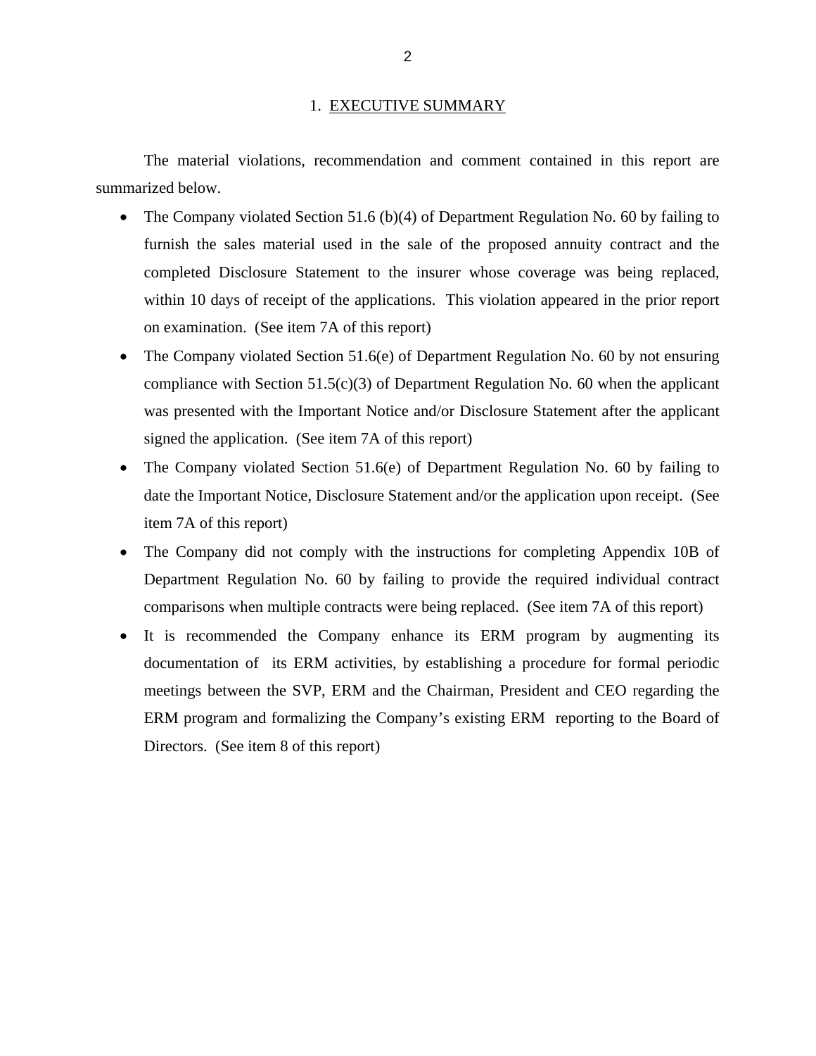# 1. EXECUTIVE SUMMARY

The material violations, recommendation and comment contained in this report are summarized below.

- The Company violated Section 51.6 (b)(4) of Department Regulation No. 60 by failing to furnish the sales material used in the sale of the proposed annuity contract and the completed Disclosure Statement to the insurer whose coverage was being replaced, within 10 days of receipt of the applications. This violation appeared in the prior report on examination. (See item 7A of this report)
- The Company violated Section 51.6(e) of Department Regulation No. 60 by not ensuring compliance with Section 51.5(c)(3) of Department Regulation No. 60 when the applicant was presented with the Important Notice and/or Disclosure Statement after the applicant signed the application. (See item 7A of this report)
- The Company violated Section 51.6(e) of Department Regulation No. 60 by failing to date the Important Notice, Disclosure Statement and/or the application upon receipt. (See item 7A of this report)
- The Company did not comply with the instructions for completing Appendix 10B of Department Regulation No. 60 by failing to provide the required individual contract comparisons when multiple contracts were being replaced. (See item 7A of this report)
- It is recommended the Company enhance its ERM program by augmenting its documentation of its ERM activities, by establishing a procedure for formal periodic meetings between the SVP, ERM and the Chairman, President and CEO regarding the ERM program and formalizing the Company's existing ERM reporting to the Board of Directors. (See item 8 of this report)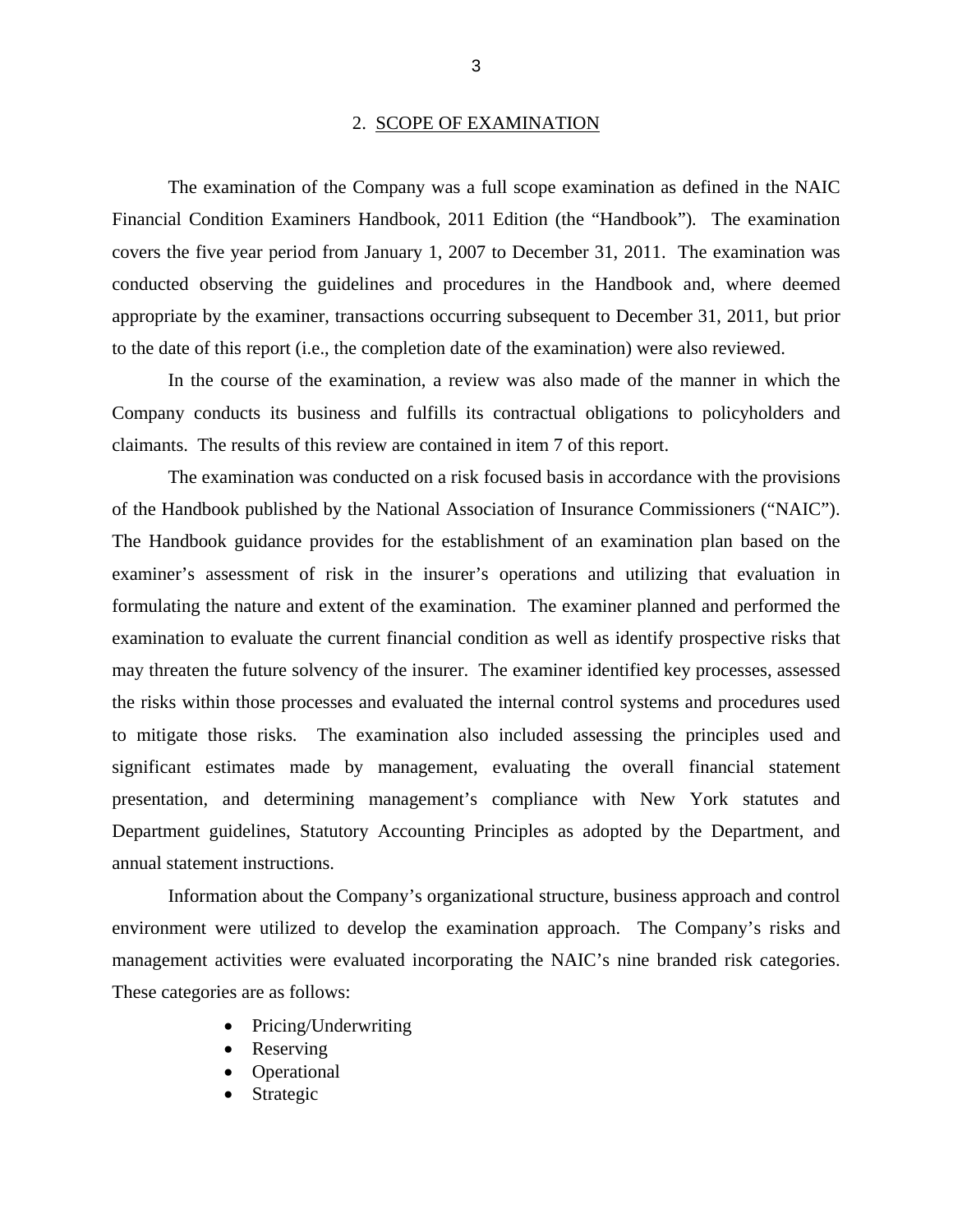## 2. SCOPE OF EXAMINATION

The examination of the Company was a full scope examination as defined in the NAIC Financial Condition Examiners Handbook, 2011 Edition (the "Handbook"). The examination covers the five year period from January 1, 2007 to December 31, 2011. The examination was conducted observing the guidelines and procedures in the Handbook and, where deemed appropriate by the examiner, transactions occurring subsequent to December 31, 2011, but prior to the date of this report (i.e., the completion date of the examination) were also reviewed.

In the course of the examination, a review was also made of the manner in which the Company conducts its business and fulfills its contractual obligations to policyholders and claimants. The results of this review are contained in item 7 of this report.

The examination was conducted on a risk focused basis in accordance with the provisions of the Handbook published by the National Association of Insurance Commissioners ("NAIC"). The Handbook guidance provides for the establishment of an examination plan based on the examiner's assessment of risk in the insurer's operations and utilizing that evaluation in formulating the nature and extent of the examination. The examiner planned and performed the examination to evaluate the current financial condition as well as identify prospective risks that may threaten the future solvency of the insurer. The examiner identified key processes, assessed the risks within those processes and evaluated the internal control systems and procedures used to mitigate those risks. The examination also included assessing the principles used and significant estimates made by management, evaluating the overall financial statement presentation, and determining management's compliance with New York statutes and Department guidelines, Statutory Accounting Principles as adopted by the Department, and annual statement instructions.

Information about the Company's organizational structure, business approach and control environment were utilized to develop the examination approach. The Company's risks and management activities were evaluated incorporating the NAIC's nine branded risk categories. These categories are as follows:

- Pricing/Underwriting
- Reserving
- Operational
- Strategic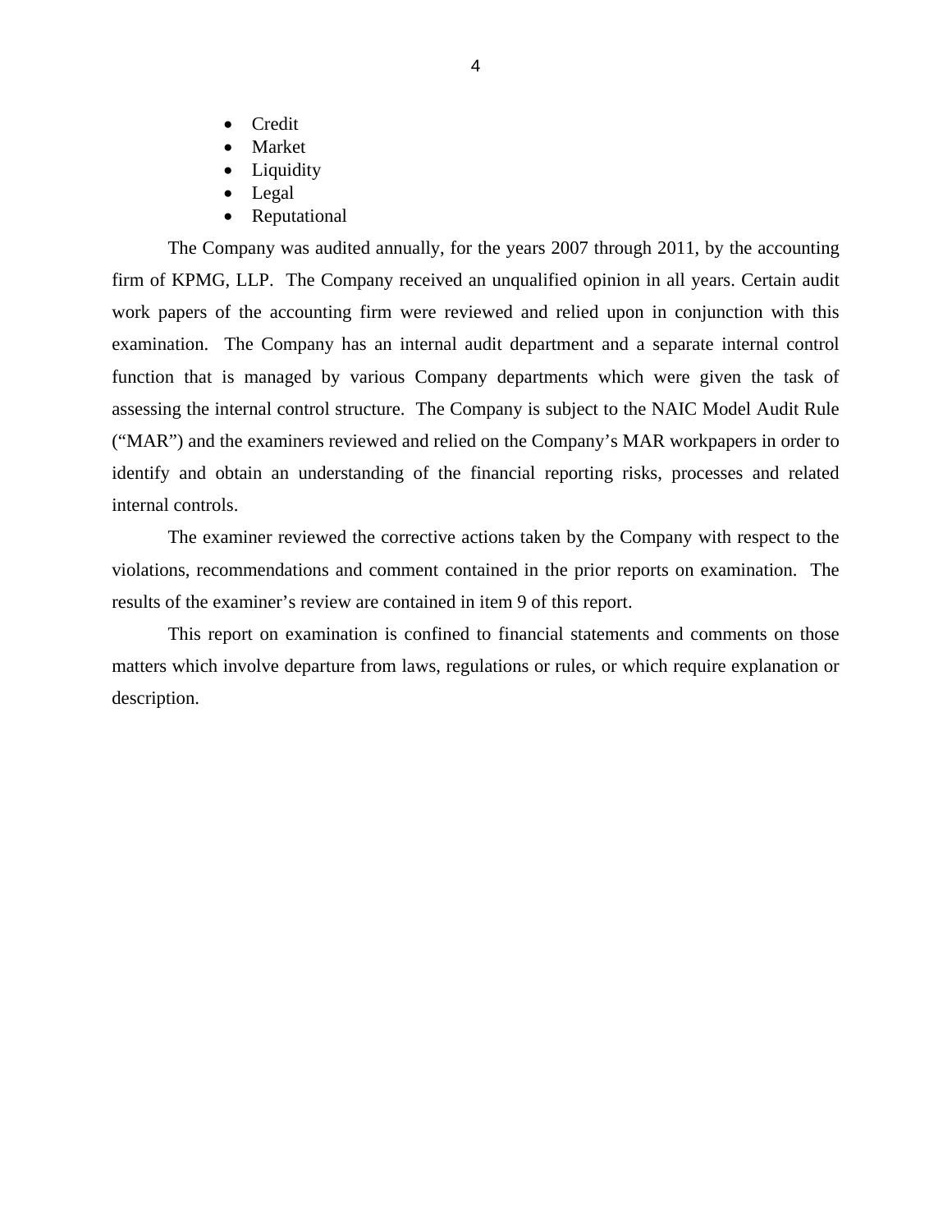- Credit
- Market
- Liquidity
- Legal
- Reputational

The Company was audited annually, for the years 2007 through 2011, by the accounting firm of KPMG, LLP. The Company received an unqualified opinion in all years. Certain audit work papers of the accounting firm were reviewed and relied upon in conjunction with this examination. The Company has an internal audit department and a separate internal control function that is managed by various Company departments which were given the task of assessing the internal control structure. The Company is subject to the NAIC Model Audit Rule ("MAR") and the examiners reviewed and relied on the Company's MAR workpapers in order to identify and obtain an understanding of the financial reporting risks, processes and related internal controls.

The examiner reviewed the corrective actions taken by the Company with respect to the violations, recommendations and comment contained in the prior reports on examination. The results of the examiner's review are contained in item 9 of this report.

This report on examination is confined to financial statements and comments on those matters which involve departure from laws, regulations or rules, or which require explanation or description.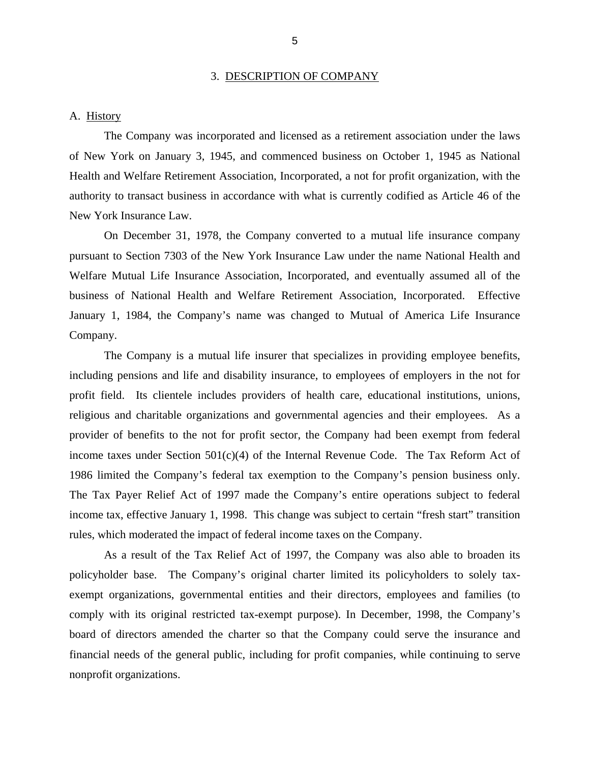## 3. DESCRIPTION OF COMPANY

### A. History

The Company was incorporated and licensed as a retirement association under the laws of New York on January 3, 1945, and commenced business on October 1, 1945 as National Health and Welfare Retirement Association, Incorporated, a not for profit organization, with the authority to transact business in accordance with what is currently codified as Article 46 of the New York Insurance Law.

On December 31, 1978, the Company converted to a mutual life insurance company pursuant to Section 7303 of the New York Insurance Law under the name National Health and Welfare Mutual Life Insurance Association, Incorporated, and eventually assumed all of the business of National Health and Welfare Retirement Association, Incorporated. Effective January 1, 1984, the Company's name was changed to Mutual of America Life Insurance Company.

The Company is a mutual life insurer that specializes in providing employee benefits, including pensions and life and disability insurance, to employees of employers in the not for profit field. Its clientele includes providers of health care, educational institutions, unions, religious and charitable organizations and governmental agencies and their employees. As a provider of benefits to the not for profit sector, the Company had been exempt from federal income taxes under Section 501(c)(4) of the Internal Revenue Code. The Tax Reform Act of 1986 limited the Company's federal tax exemption to the Company's pension business only. The Tax Payer Relief Act of 1997 made the Company's entire operations subject to federal income tax, effective January 1, 1998. This change was subject to certain "fresh start" transition rules, which moderated the impact of federal income taxes on the Company.

As a result of the Tax Relief Act of 1997, the Company was also able to broaden its policyholder base. The Company's original charter limited its policyholders to solely tax-exempt organizations, governmental entities and their directors, employees and families (to comply with its original restricted tax-exempt purpose). In December, 1998, the Company's board of directors amended the charter so that the Company could serve the insurance and financial needs of the general public, including for profit companies, while continuing to serve nonprofit organizations.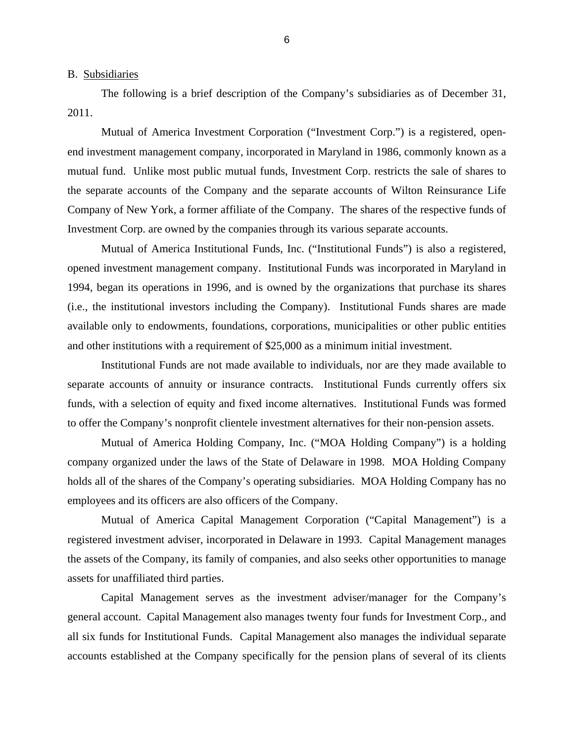B. Subsidiaries

The following is a brief description of the Company's subsidiaries as of December 31, 2011.

Mutual of America Investment Corporation ("Investment Corp.") is a registered, open-end investment management company, incorporated in Maryland in 1986, commonly known as a mutual fund. Unlike most public mutual funds, Investment Corp. restricts the sale of shares to the separate accounts of the Company and the separate accounts of Wilton Reinsurance Life Company of New York, a former affiliate of the Company. The shares of the respective funds of Investment Corp. are owned by the companies through its various separate accounts.

Mutual of America Institutional Funds, Inc. ("Institutional Funds") is also a registered, opened investment management company. Institutional Funds was incorporated in Maryland in 1994, began its operations in 1996, and is owned by the organizations that purchase its shares (i.e., the institutional investors including the Company). Institutional Funds shares are made available only to endowments, foundations, corporations, municipalities or other public entities and other institutions with a requirement of $25,000 as a minimum initial investment.

Institutional Funds are not made available to individuals, nor are they made available to separate accounts of annuity or insurance contracts. Institutional Funds currently offers six funds, with a selection of equity and fixed income alternatives. Institutional Funds was formed to offer the Company's nonprofit clientele investment alternatives for their non-pension assets.

Mutual of America Holding Company, Inc. ("MOA Holding Company") is a holding company organized under the laws of the State of Delaware in 1998. MOA Holding Company holds all of the shares of the Company's operating subsidiaries. MOA Holding Company has no employees and its officers are also officers of the Company.

Mutual of America Capital Management Corporation ("Capital Management") is a registered investment adviser, incorporated in Delaware in 1993. Capital Management manages the assets of the Company, its family of companies, and also seeks other opportunities to manage assets for unaffiliated third parties.

Capital Management serves as the investment adviser/manager for the Company's general account. Capital Management also manages twenty four funds for Investment Corp., and all six funds for Institutional Funds. Capital Management also manages the individual separate accounts established at the Company specifically for the pension plans of several of its clients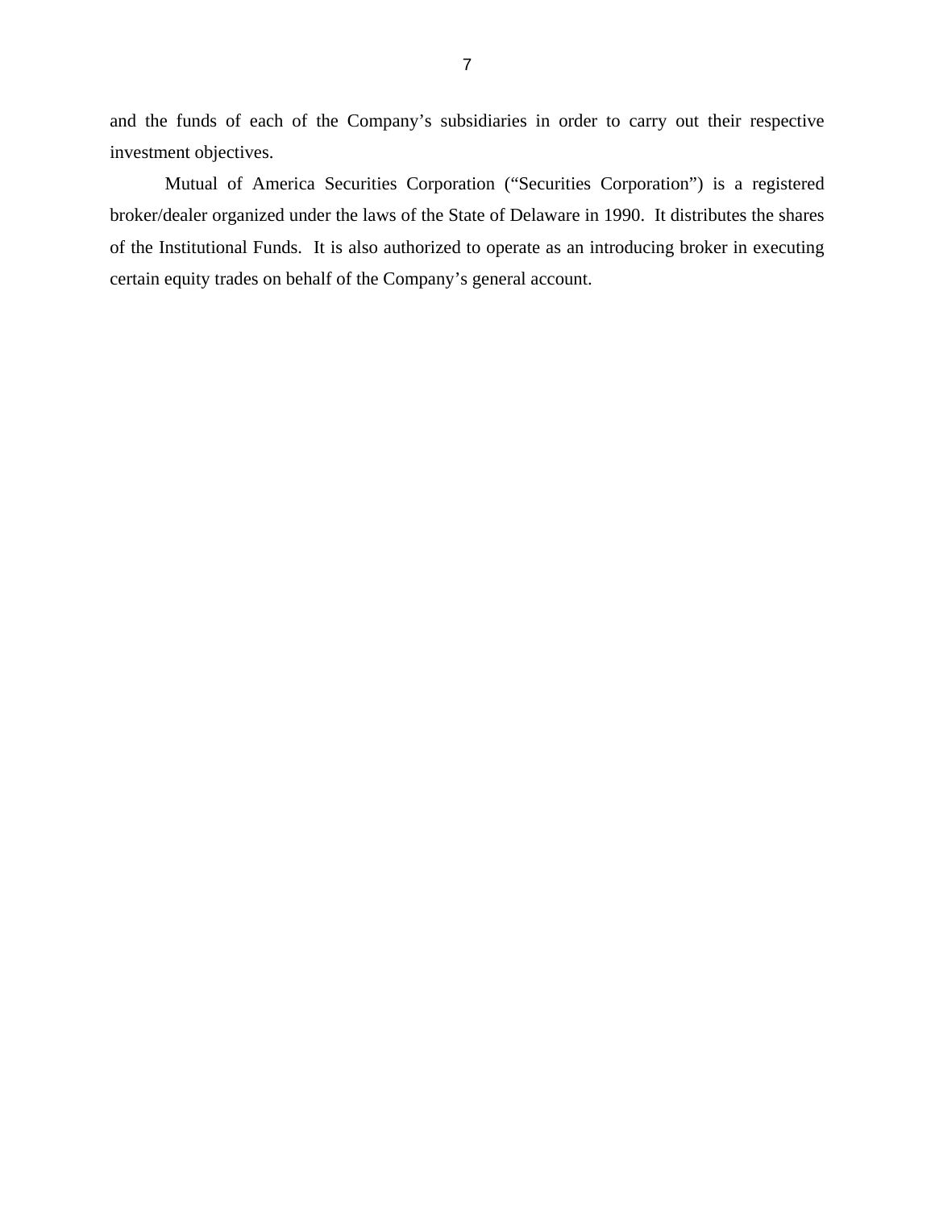and the funds of each of the Company's subsidiaries in order to carry out their respective investment objectives.

Mutual of America Securities Corporation ("Securities Corporation") is a registered broker/dealer organized under the laws of the State of Delaware in 1990. It distributes the shares of the Institutional Funds. It is also authorized to operate as an introducing broker in executing certain equity trades on behalf of the Company's general account.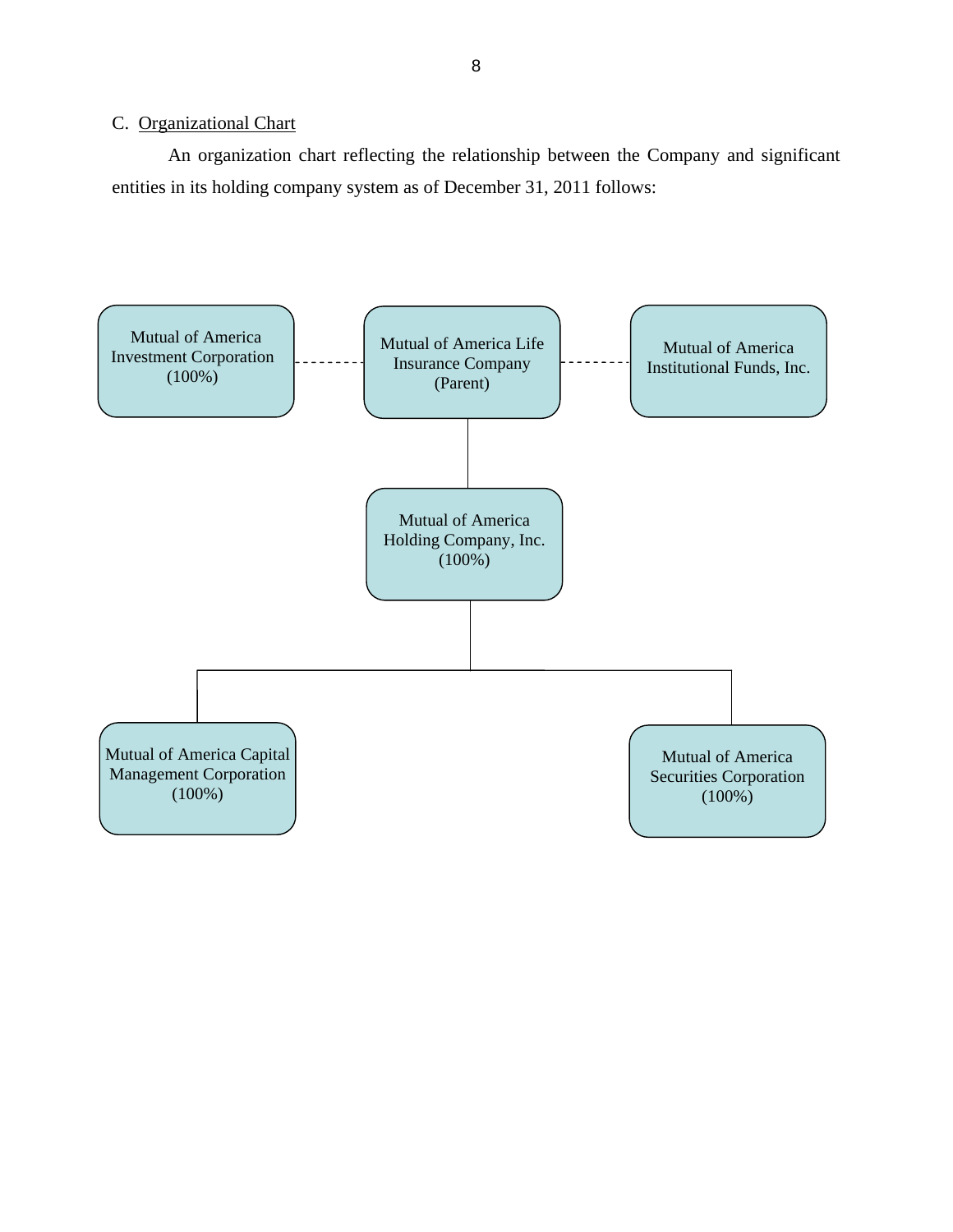C. Organizational Chart

An organization chart reflecting the relationship between the Company and significant entities in its holding company system as of December 31, 2011 follows:

Mutual of America Investment Corporation (100%)

Mutual of America Life Insurance Company (Parent)

Mutual of America Institutional Funds, Inc.

Mutual of America Holding Company, Inc. (100%)

Mutual of America Capital Management Corporation (100%)

Mutual of America Securities Corporation (100%)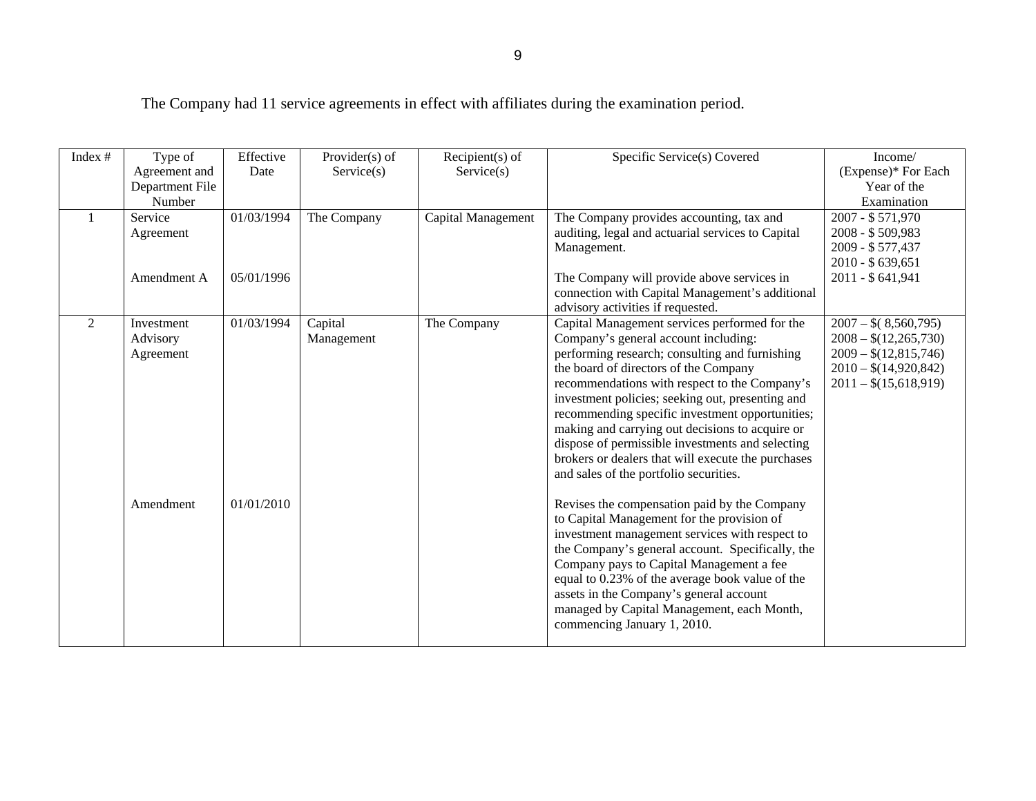The Company had 11 service agreements in effect with affiliates during the examination period.

| Index # | Type of Agreement and Department File Number | Effective Date | Provider(s) of Service(s) | Recipient(s) of Service(s) | Specific Service(s) Covered | Income/ (Expense)* For Each Year of the Examination |
|---|---|---|---|---|---|---|
| 1 | Service Agreement | 01/03/1994 | The Company | Capital Management | The Company provides accounting, tax and auditing, legal and actuarial services to Capital Management. | 2007 - $ 571,970<br>2008 - $ 509,983<br>2009 - $ 577,437<br>2010 - $ 639,651<br>2011 - $ 641,941 |
| | Amendment A | 05/01/1996 | | | The Company will provide above services in connection with Capital Management's additional advisory activities if requested. | |
| 2 | Investment Advisory Agreement | 01/03/1994 | Capital Management | The Company | Capital Management services performed for the Company's general account including: performing research; consulting and furnishing the board of directors of the Company recommendations with respect to the Company's investment policies; seeking out, presenting and recommending specific investment opportunities; making and carrying out decisions to acquire or dispose of permissible investments and selecting brokers or dealers that will execute the purchases and sales of the portfolio securities. | 2007 – $( 8,560,795)<br>2008 – $(12,265,730)<br>2009 – $(12,815,746)<br>2010 – $(14,920,842)<br>2011 – $(15,618,919) |
| | Amendment | 01/01/2010 | | | Revises the compensation paid by the Company to Capital Management for the provision of investment management services with respect to the Company's general account. Specifically, the Company pays to Capital Management a fee equal to 0.23% of the average book value of the assets in the Company's general account managed by Capital Management, each Month, commencing January 1, 2010. | |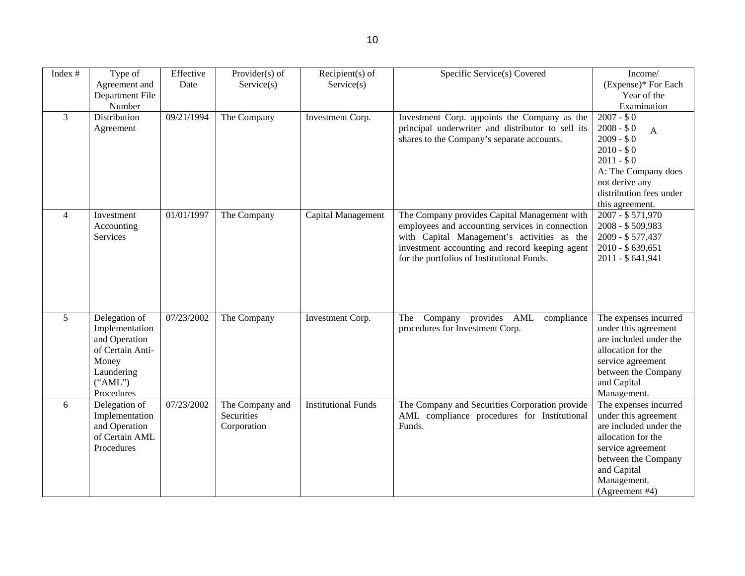| Index # | Type of Agreement and Department File Number | Effective Date | Provider(s) of Service(s) | Recipient(s) of Service(s) | Specific Service(s) Covered | Income/ (Expense)* For Each Year of the Examination |
|---|---|---|---|---|---|---|
| 3 | Distribution Agreement | 09/21/1994 | The Company | Investment Corp. | Investment Corp. appoints the Company as the principal underwriter and distributor to sell its shares to the Company's separate accounts. | 2007 - $ 0<br>2008 - $ 0 A<br>2009 - $ 0<br>2010 - $ 0<br>2011 - $ 0<br>A: The Company does not derive any distribution fees under this agreement. |
| 4 | Investment Accounting Services | 01/01/1997 | The Company | Capital Management | The Company provides Capital Management with employees and accounting services in connection with Capital Management's activities as the investment accounting and record keeping agent for the portfolios of Institutional Funds. | 2007 - $ 571,970<br>2008 - $ 509,983<br>2009 - $ 577,437<br>2010 - $ 639,651<br>2011 - $ 641,941 |
| 5 | Delegation of Implementation and Operation of Certain Anti-Money Laundering ("AML") Procedures | 07/23/2002 | The Company | Investment Corp. | The Company provides AML compliance procedures for Investment Corp. | The expenses incurred under this agreement are included under the allocation for the service agreement between the Company and Capital Management. |
| 6 | Delegation of Implementation and Operation of Certain AML Procedures | 07/23/2002 | The Company and Securities Corporation | Institutional Funds | The Company and Securities Corporation provide AML compliance procedures for Institutional Funds. | The expenses incurred under this agreement are included under the allocation for the service agreement between the Company and Capital Management. (Agreement #4) |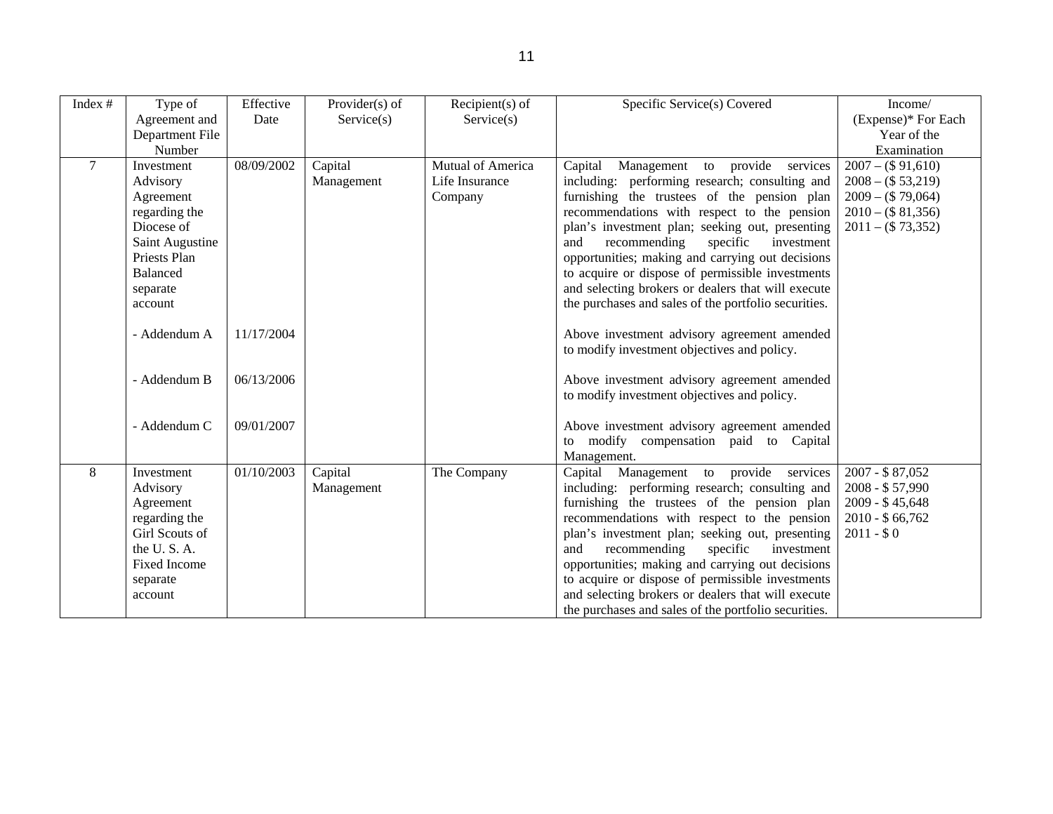| Index # | Type of Agreement and Department File Number | Effective Date | Provider(s) of Service(s) | Recipient(s) of Service(s) | Specific Service(s) Covered | Income/ (Expense)* For Each Year of the Examination |
|---|---|---|---|---|---|---|
| 7 | Investment Advisory Agreement regarding the Diocese of Saint Augustine Priests Plan Balanced separate account | 08/09/2002 | Capital Management | Mutual of America Life Insurance Company | Capital Management to provide services including: performing research; consulting and furnishing the trustees of the pension plan recommendations with respect to the pension plan's investment plan; seeking out, presenting and recommending specific investment opportunities; making and carrying out decisions to acquire or dispose of permissible investments and selecting brokers or dealers that will execute the purchases and sales of the portfolio securities. | 2007 – ($ 91,610)<br>2008 – ($ 53,219)<br>2009 – ($ 79,064)<br>2010 – ($ 81,356)<br>2011 – ($ 73,352) |
| | - Addendum A | 11/17/2004 | | | Above investment advisory agreement amended to modify investment objectives and policy. | |
| | - Addendum B | 06/13/2006 | | | Above investment advisory agreement amended to modify investment objectives and policy. | |
| | - Addendum C | 09/01/2007 | | | Above investment advisory agreement amended to modify compensation paid to Capital Management. | |
| 8 | Investment Advisory Agreement regarding the Girl Scouts of the U. S. A. Fixed Income separate account | 01/10/2003 | Capital Management | The Company | Capital Management to provide services including: performing research; consulting and furnishing the trustees of the pension plan recommendations with respect to the pension plan's investment plan; seeking out, presenting and recommending specific investment opportunities; making and carrying out decisions to acquire or dispose of permissible investments and selecting brokers or dealers that will execute the purchases and sales of the portfolio securities. | 2007 - $ 87,052<br>2008 - $ 57,990<br>2009 - $ 45,648<br>2010 - $ 66,762<br>2011 - $ 0 |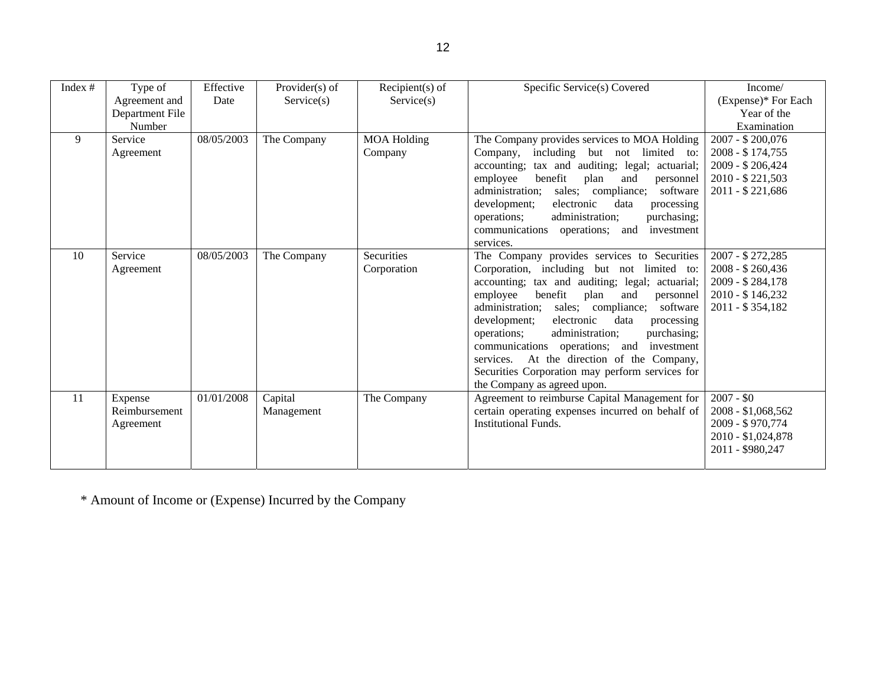| Index # | Type of Agreement and Department File Number | Effective Date | Provider(s) of Service(s) | Recipient(s) of Service(s) | Specific Service(s) Covered | Income/ (Expense)* For Each Year of the Examination |
|---|---|---|---|---|---|---|
| 9 | Service Agreement | 08/05/2003 | The Company | MOA Holding Company | The Company provides services to MOA Holding Company, including but not limited to: accounting; tax and auditing; legal; actuarial; employee benefit plan and personnel administration; sales; compliance; software development; electronic data processing operations; administration; purchasing; communications operations; and investment services. | 2007 - $ 200,076<br>2008 - $ 174,755<br>2009 - $ 206,424<br>2010 - $ 221,503<br>2011 - $ 221,686 |
| 10 | Service Agreement | 08/05/2003 | The Company | Securities Corporation | The Company provides services to Securities Corporation, including but not limited to: accounting; tax and auditing; legal; actuarial; employee benefit plan and personnel administration; sales; compliance; software development; electronic data processing operations; administration; purchasing; communications operations; and investment services. At the direction of the Company, Securities Corporation may perform services for the Company as agreed upon. | 2007 - $ 272,285<br>2008 - $ 260,436<br>2009 - $ 284,178<br>2010 - $ 146,232<br>2011 - $ 354,182 |
| 11 | Expense Reimbursement Agreement | 01/01/2008 | Capital Management | The Company | Agreement to reimburse Capital Management for certain operating expenses incurred on behalf of Institutional Funds. | 2007 - $0<br>2008 - $1,068,562<br>2009 - $ 970,774<br>2010 - $1,024,878<br>2011 - $980,247 |

\* Amount of Income or (Expense) Incurred by the Company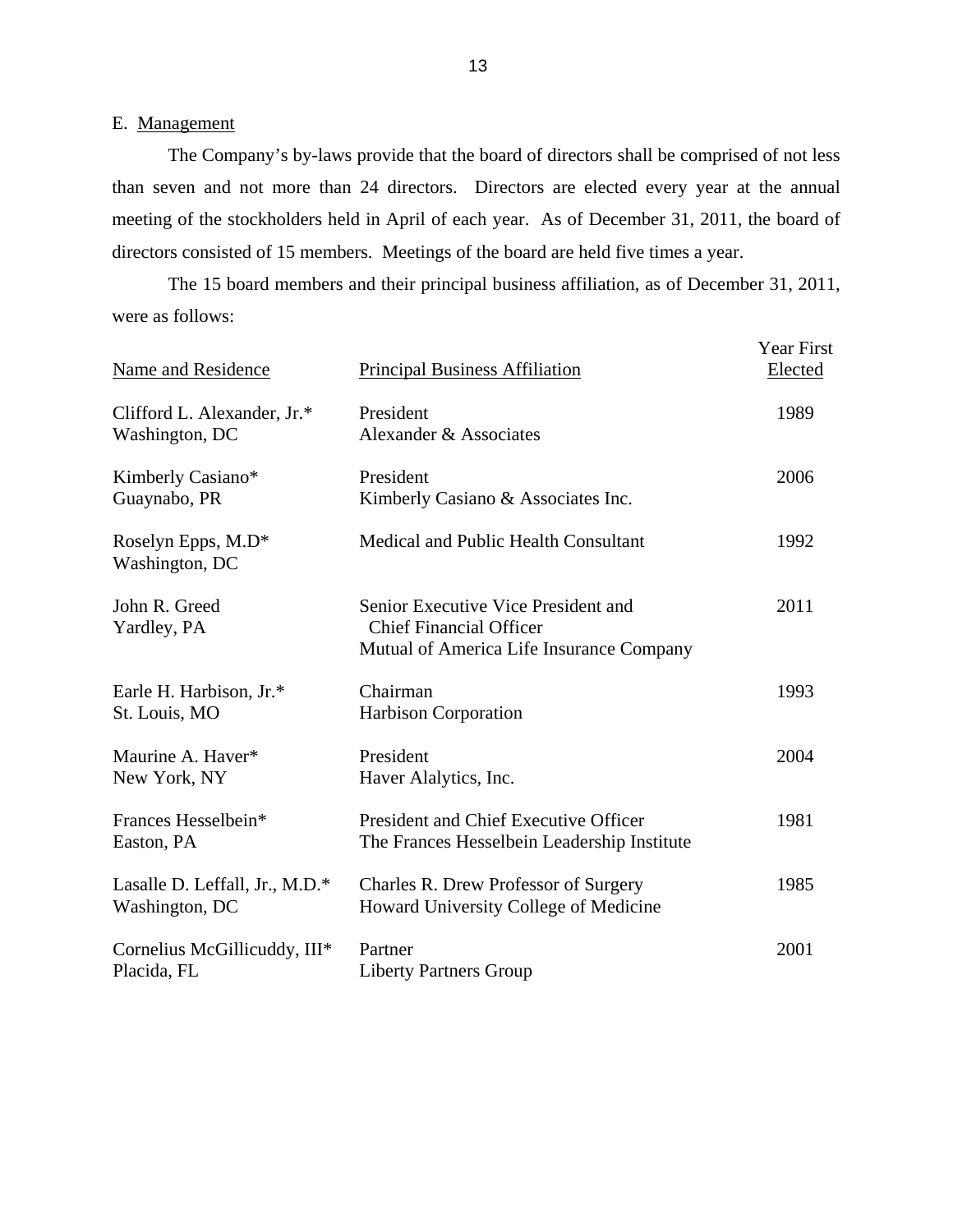E. Management

The Company's by-laws provide that the board of directors shall be comprised of not less than seven and not more than 24 directors. Directors are elected every year at the annual meeting of the stockholders held in April of each year. As of December 31, 2011, the board of directors consisted of 15 members. Meetings of the board are held five times a year.

The 15 board members and their principal business affiliation, as of December 31, 2011, were as follows:

| Name and Residence | Principal Business Affiliation | Year First Elected |
|---|---|---|
| Clifford L. Alexander, Jr.*<br>Washington, DC | President<br>Alexander & Associates | 1989 |
| Kimberly Casiano*<br>Guaynabo, PR | President<br>Kimberly Casiano & Associates Inc. | 2006 |
| Roselyn Epps, M.D*<br>Washington, DC | Medical and Public Health Consultant | 1992 |
| John R. Greed<br>Yardley, PA | Senior Executive Vice President and Chief Financial Officer<br>Mutual of America Life Insurance Company | 2011 |
| Earle H. Harbison, Jr.*<br>St. Louis, MO | Chairman<br>Harbison Corporation | 1993 |
| Maurine A. Haver*<br>New York, NY | President<br>Haver Alalytics, Inc. | 2004 |
| Frances Hesselbein*<br>Easton, PA | President and Chief Executive Officer<br>The Frances Hesselbein Leadership Institute | 1981 |
| Lasalle D. Leffall, Jr., M.D.*<br>Washington, DC | Charles R. Drew Professor of Surgery<br>Howard University College of Medicine | 1985 |
| Cornelius McGillicuddy, III*<br>Placida, FL | Partner<br>Liberty Partners Group | 2001 |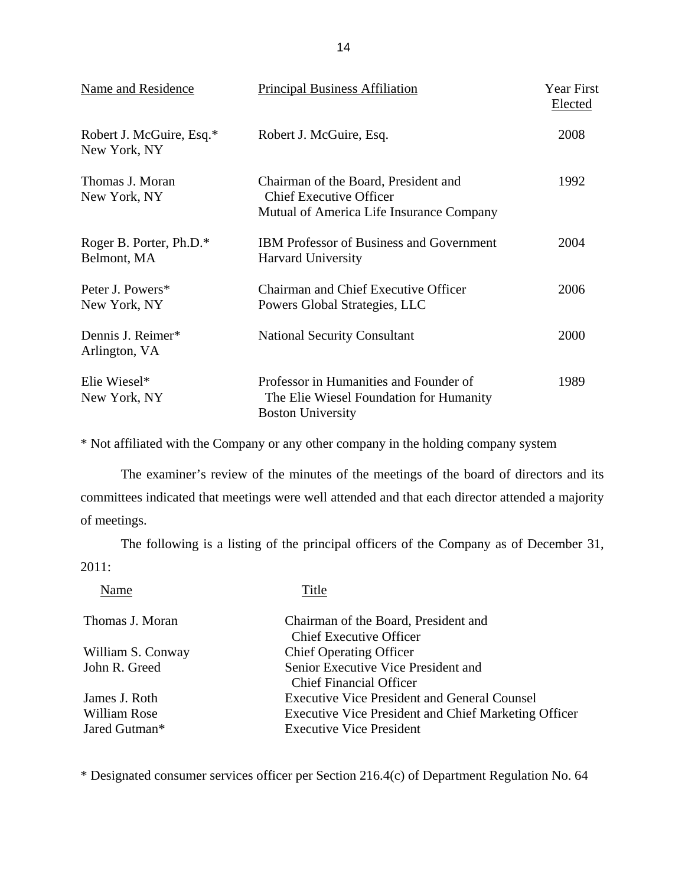| Name and Residence | Principal Business Affiliation | Year First Elected |
|---|---|---|
| Robert J. McGuire, Esq.* New York, NY | Robert J. McGuire, Esq. | 2008 |
| Thomas J. Moran New York, NY | Chairman of the Board, President and Chief Executive Officer Mutual of America Life Insurance Company | 1992 |
| Roger B. Porter, Ph.D.* Belmont, MA | IBM Professor of Business and Government Harvard University | 2004 |
| Peter J. Powers* New York, NY | Chairman and Chief Executive Officer Powers Global Strategies, LLC | 2006 |
| Dennis J. Reimer* Arlington, VA | National Security Consultant | 2000 |
| Elie Wiesel* New York, NY | Professor in Humanities and Founder of The Elie Wiesel Foundation for Humanity Boston University | 1989 |

* Not affiliated with the Company or any other company in the holding company system

The examiner's review of the minutes of the meetings of the board of directors and its committees indicated that meetings were well attended and that each director attended a majority of meetings.

The following is a listing of the principal officers of the Company as of December 31, 2011:

| Name | Title |
|---|---|
| Thomas J. Moran | Chairman of the Board, President and Chief Executive Officer |
| William S. Conway | Chief Operating Officer |
| John R. Greed | Senior Executive Vice President and Chief Financial Officer |
| James J. Roth | Executive Vice President and General Counsel |
| William Rose | Executive Vice President and Chief Marketing Officer |
| Jared Gutman* | Executive Vice President |

* Designated consumer services officer per Section 216.4(c) of Department Regulation No. 64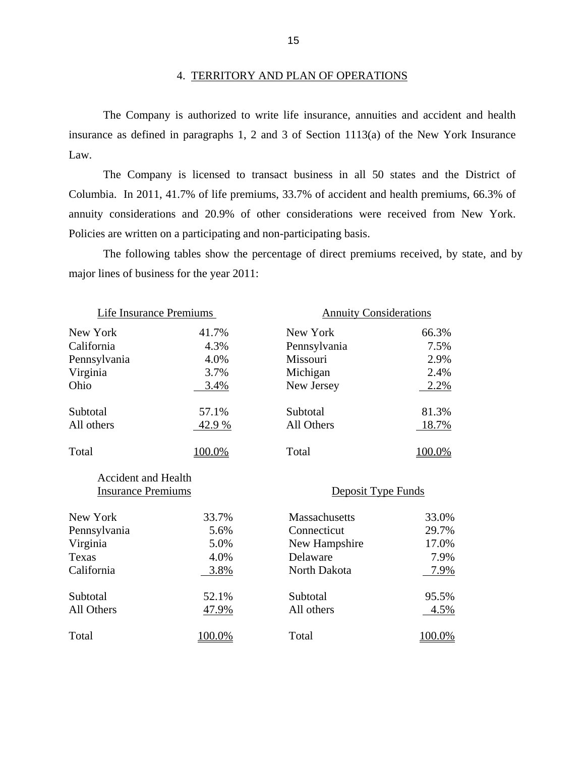## 4. TERRITORY AND PLAN OF OPERATIONS

The Company is authorized to write life insurance, annuities and accident and health insurance as defined in paragraphs 1, 2 and 3 of Section 1113(a) of the New York Insurance Law.

The Company is licensed to transact business in all 50 states and the District of Columbia. In 2011, 41.7% of life premiums, 33.7% of accident and health premiums, 66.3% of annuity considerations and 20.9% of other considerations were received from New York. Policies are written on a participating and non-participating basis.

The following tables show the percentage of direct premiums received, by state, and by major lines of business for the year 2011:

| Life Insurance Premiums | |
|---|---|
| New York | 41.7% |
| California | 4.3% |
| Pennsylvania | 4.0% |
| Virginia | 3.7% |
| Ohio | 3.4% |
| Subtotal | 57.1% |
| All others | 42.9 % |
| Total | 100.0% |

| Annuity Considerations | |
|---|---|
| New York | 66.3% |
| Pennsylvania | 7.5% |
| Missouri | 2.9% |
| Michigan | 2.4% |
| New Jersey | 2.2% |
| Subtotal | 81.3% |
| All Others | 18.7% |
| Total | 100.0% |

| Accident and Health Insurance Premiums | |
|---|---|
| New York | 33.7% |
| Pennsylvania | 5.6% |
| Virginia | 5.0% |
| Texas | 4.0% |
| California | 3.8% |
| Subtotal | 52.1% |
| All Others | 47.9% |
| Total | 100.0% |

| Deposit Type Funds | |
|---|---|
| Massachusetts | 33.0% |
| Connecticut | 29.7% |
| New Hampshire | 17.0% |
| Delaware | 7.9% |
| North Dakota | 7.9% |
| Subtotal | 95.5% |
| All others | 4.5% |
| Total | 100.0% |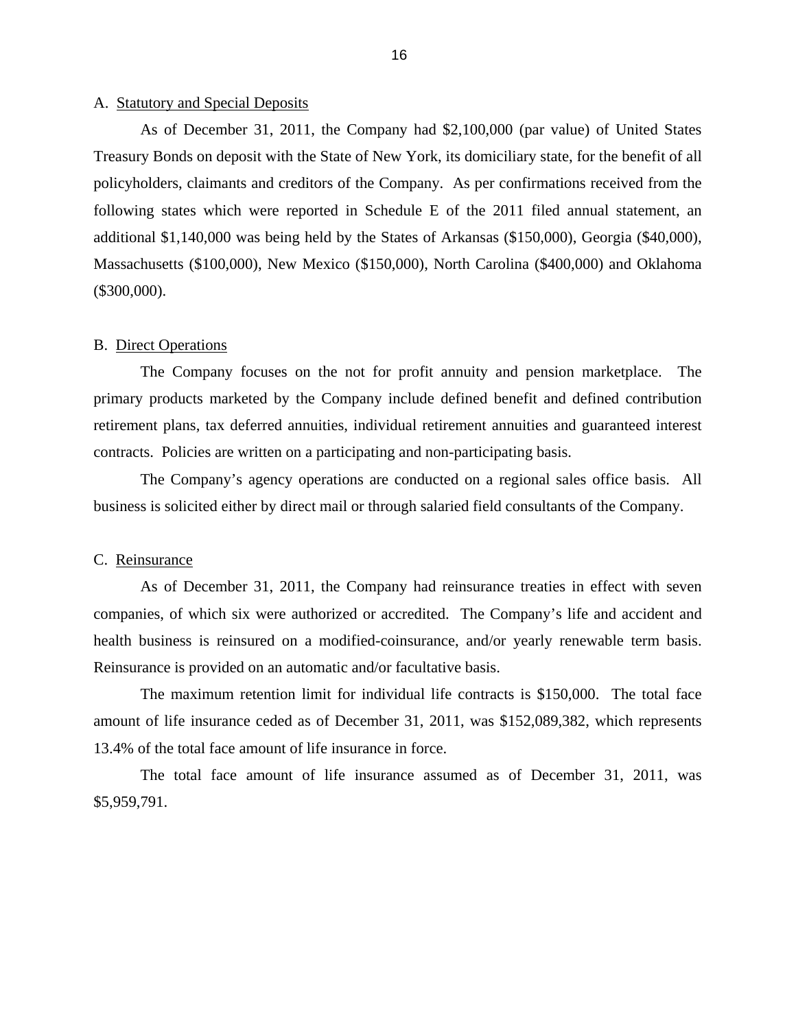## A. Statutory and Special Deposits

As of December 31, 2011, the Company had $2,100,000 (par value) of United States Treasury Bonds on deposit with the State of New York, its domiciliary state, for the benefit of all policyholders, claimants and creditors of the Company. As per confirmations received from the following states which were reported in Schedule E of the 2011 filed annual statement, an additional $1,140,000 was being held by the States of Arkansas ($150,000), Georgia ($40,000), Massachusetts ($100,000), New Mexico ($150,000), North Carolina ($400,000) and Oklahoma ($300,000).

## B. Direct Operations

The Company focuses on the not for profit annuity and pension marketplace. The primary products marketed by the Company include defined benefit and defined contribution retirement plans, tax deferred annuities, individual retirement annuities and guaranteed interest contracts. Policies are written on a participating and non-participating basis.

The Company's agency operations are conducted on a regional sales office basis. All business is solicited either by direct mail or through salaried field consultants of the Company.

## C. Reinsurance

As of December 31, 2011, the Company had reinsurance treaties in effect with seven companies, of which six were authorized or accredited. The Company's life and accident and health business is reinsured on a modified-coinsurance, and/or yearly renewable term basis. Reinsurance is provided on an automatic and/or facultative basis.

The maximum retention limit for individual life contracts is $150,000. The total face amount of life insurance ceded as of December 31, 2011, was $152,089,382, which represents 13.4% of the total face amount of life insurance in force.

The total face amount of life insurance assumed as of December 31, 2011, was $5,959,791.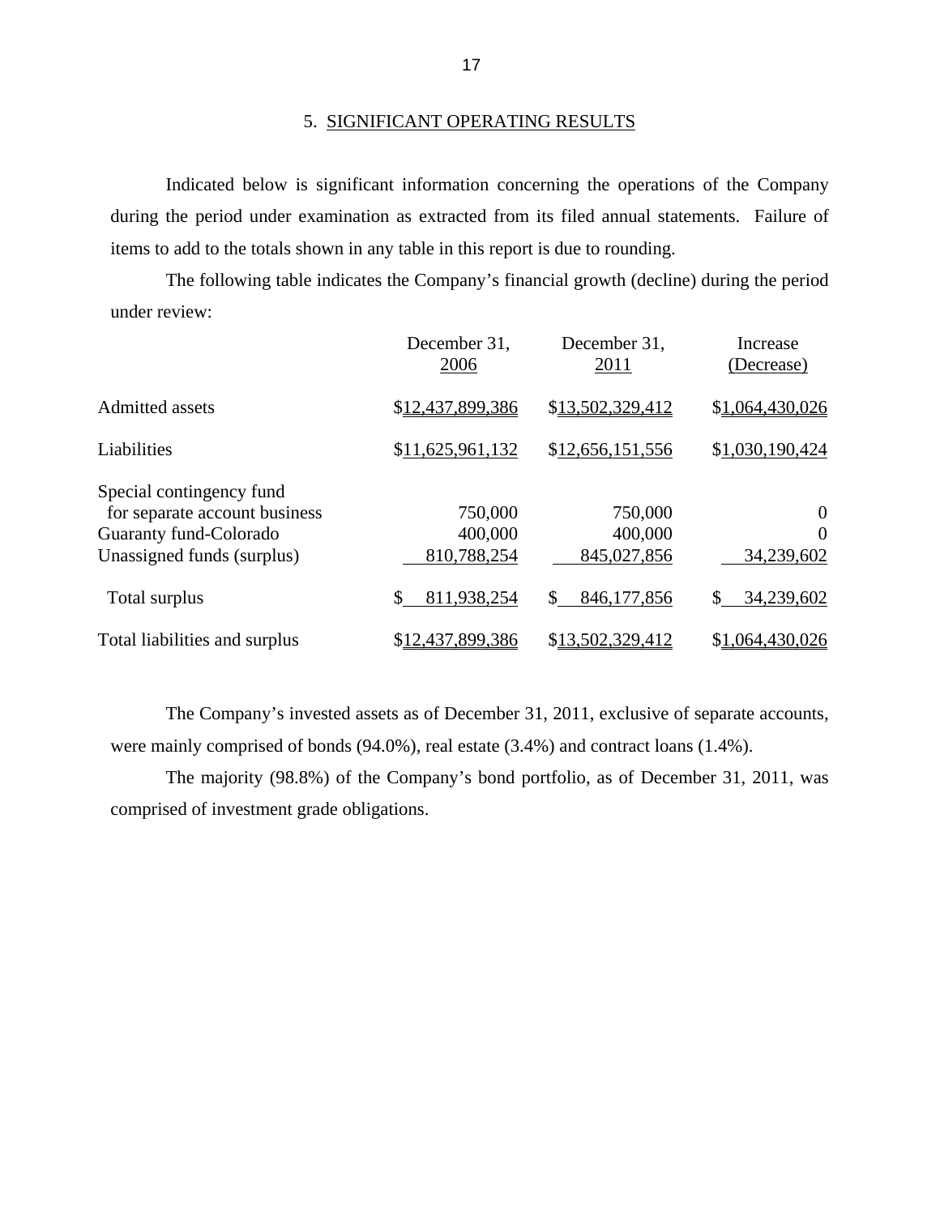## 5. SIGNIFICANT OPERATING RESULTS

Indicated below is significant information concerning the operations of the Company during the period under examination as extracted from its filed annual statements. Failure of items to add to the totals shown in any table in this report is due to rounding.

The following table indicates the Company's financial growth (decline) during the period under review:

| | December 31, 2006 | December 31, 2011 | Increase (Decrease) |
|---|---|---|---|
| Admitted assets | $12,437,899,386 | $13,502,329,412 | $1,064,430,026 |
| Liabilities | $11,625,961,132 | $12,656,151,556 | $1,030,190,424 |
| Special contingency fund for separate account business | 750,000 | 750,000 | 0 |
| Guaranty fund-Colorado | 400,000 | 400,000 | 0 |
| Unassigned funds (surplus) | 810,788,254 | 845,027,856 | 34,239,602 |
| Total surplus | $ 811,938,254 | $ 846,177,856 | $ 34,239,602 |
| Total liabilities and surplus | $12,437,899,386 | $13,502,329,412 | $1,064,430,026 |

The Company's invested assets as of December 31, 2011, exclusive of separate accounts, were mainly comprised of bonds (94.0%), real estate (3.4%) and contract loans (1.4%).

The majority (98.8%) of the Company's bond portfolio, as of December 31, 2011, was comprised of investment grade obligations.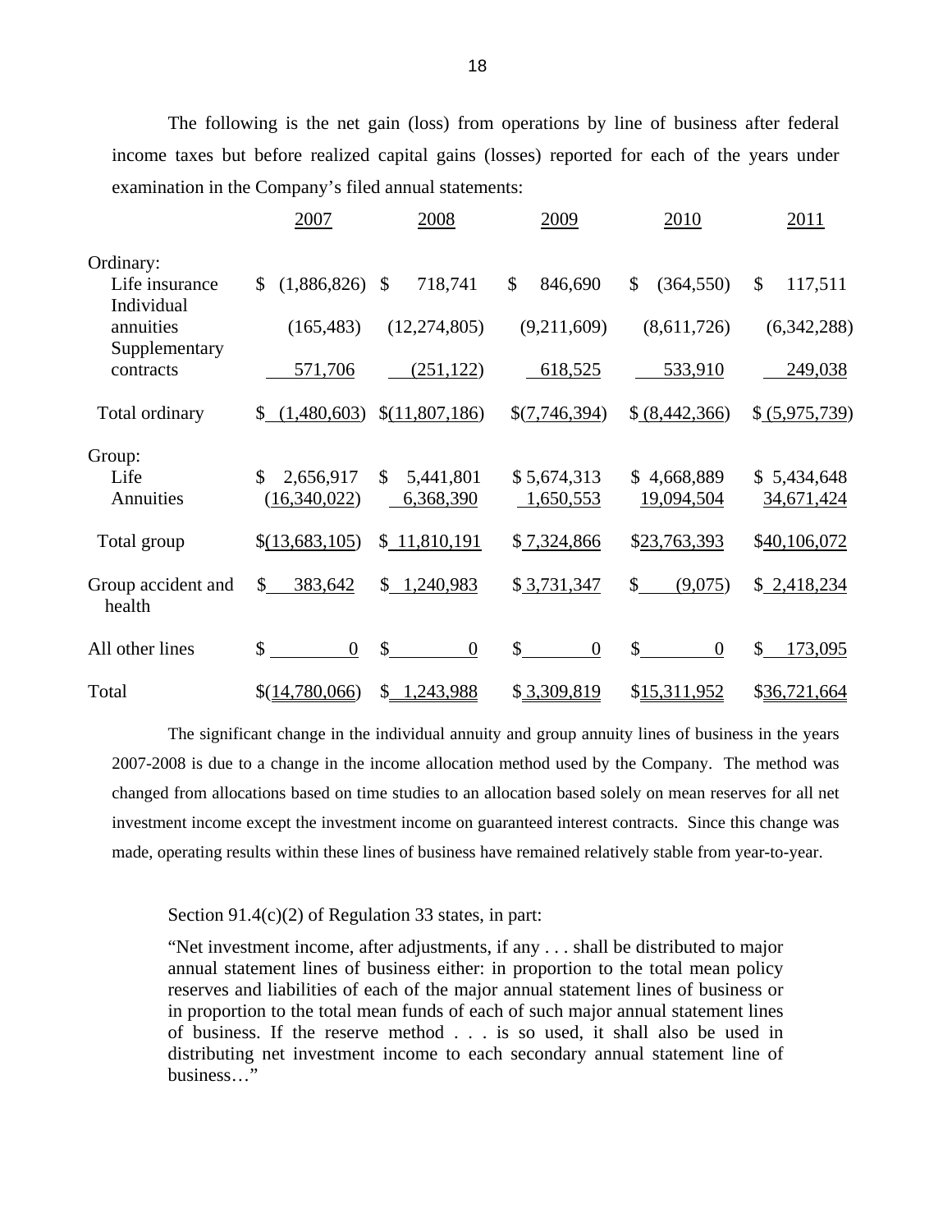The following is the net gain (loss) from operations by line of business after federal income taxes but before realized capital gains (losses) reported for each of the years under examination in the Company's filed annual statements:

| | 2007 | 2008 | 2009 | 2010 | 2011 |
|---|---|---|---|---|---|
| Ordinary: | | | | | |
| Life insurance | $ (1,886,826) | $ 718,741 | $ 846,690 | $ (364,550) | $ 117,511 |
| Individual annuities | (165,483) | (12,274,805) | (9,211,609) | (8,611,726) | (6,342,288) |
| Supplementary contracts | 571,706 | (251,122) | 618,525 | 533,910 | 249,038 |
| Total ordinary | $ (1,480,603) | $(11,807,186) | $(7,746,394) | $ (8,442,366) | $ (5,975,739) |
| Group: | | | | | |
| Life | $ 2,656,917 | $ 5,441,801 | $ 5,674,313 | $ 4,668,889 | $ 5,434,648 |
| Annuities | (16,340,022) | 6,368,390 | 1,650,553 | 19,094,504 | 34,671,424 |
| Total group | $(13,683,105) | $ 11,810,191 | $ 7,324,866 | $23,763,393 | $40,106,072 |
| Group accident and health | $ 383,642 | $ 1,240,983 | $ 3,731,347 | $ (9,075) | $ 2,418,234 |
| All other lines | $ 0 | $ 0 | $ 0 | $ 0 | $ 173,095 |
| Total | $(14,780,066) | $ 1,243,988 | $ 3,309,819 | $15,311,952 | $36,721,664 |

The significant change in the individual annuity and group annuity lines of business in the years 2007-2008 is due to a change in the income allocation method used by the Company. The method was changed from allocations based on time studies to an allocation based solely on mean reserves for all net investment income except the investment income on guaranteed interest contracts. Since this change was made, operating results within these lines of business have remained relatively stable from year-to-year.

Section 91.4(c)(2) of Regulation 33 states, in part:

> "Net investment income, after adjustments, if any . . . shall be distributed to major annual statement lines of business either: in proportion to the total mean policy reserves and liabilities of each of the major annual statement lines of business or in proportion to the total mean funds of each of such major annual statement lines of business. If the reserve method . . . is so used, it shall also be used in distributing net investment income to each secondary annual statement line of business…"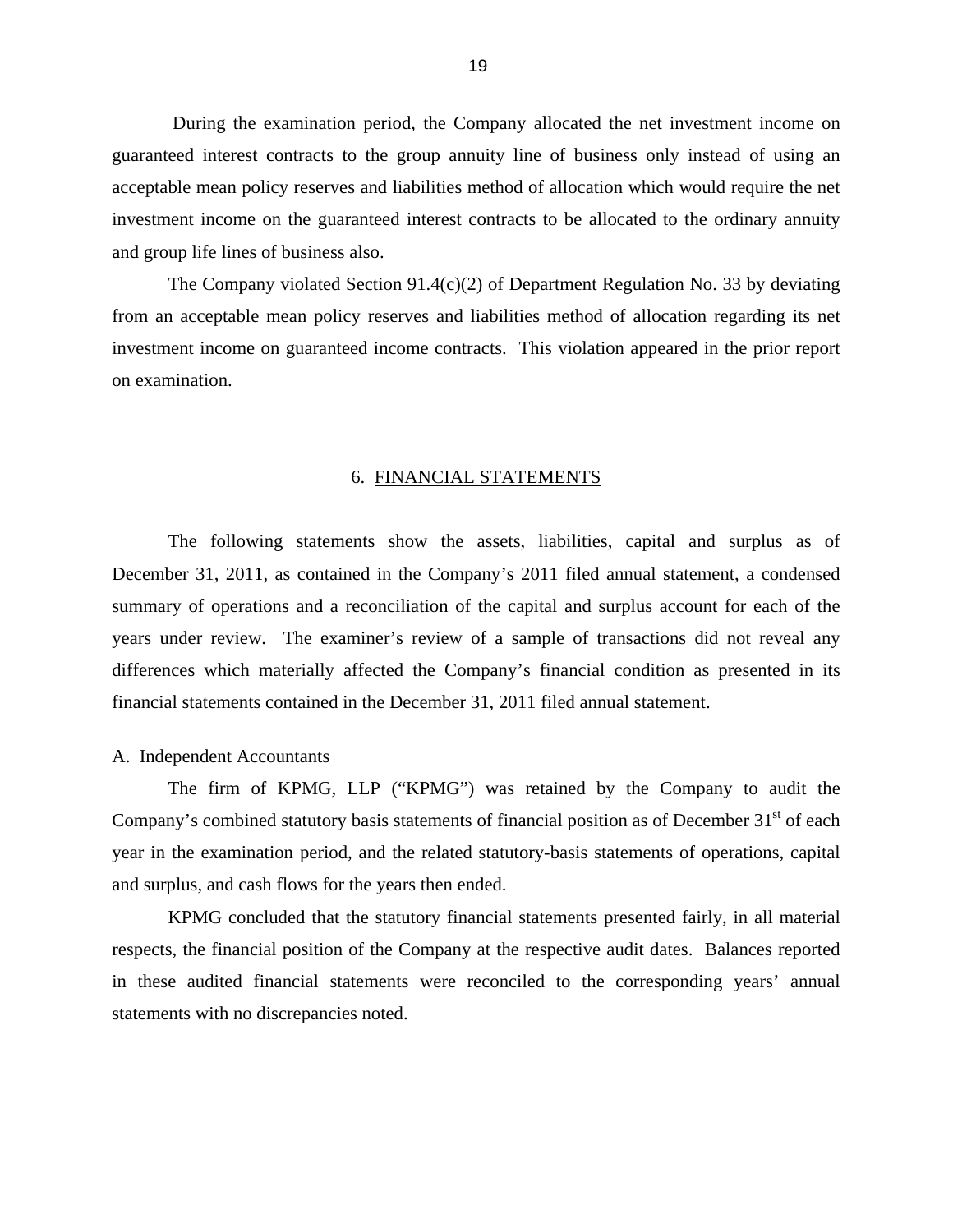During the examination period, the Company allocated the net investment income on guaranteed interest contracts to the group annuity line of business only instead of using an acceptable mean policy reserves and liabilities method of allocation which would require the net investment income on the guaranteed interest contracts to be allocated to the ordinary annuity and group life lines of business also.

The Company violated Section 91.4(c)(2) of Department Regulation No. 33 by deviating from an acceptable mean policy reserves and liabilities method of allocation regarding its net investment income on guaranteed income contracts. This violation appeared in the prior report on examination.

## 6. FINANCIAL STATEMENTS

The following statements show the assets, liabilities, capital and surplus as of December 31, 2011, as contained in the Company's 2011 filed annual statement, a condensed summary of operations and a reconciliation of the capital and surplus account for each of the years under review. The examiner's review of a sample of transactions did not reveal any differences which materially affected the Company's financial condition as presented in its financial statements contained in the December 31, 2011 filed annual statement.

### A. Independent Accountants

The firm of KPMG, LLP ("KPMG") was retained by the Company to audit the Company's combined statutory basis statements of financial position as of December 31st of each year in the examination period, and the related statutory-basis statements of operations, capital and surplus, and cash flows for the years then ended.

KPMG concluded that the statutory financial statements presented fairly, in all material respects, the financial position of the Company at the respective audit dates. Balances reported in these audited financial statements were reconciled to the corresponding years' annual statements with no discrepancies noted.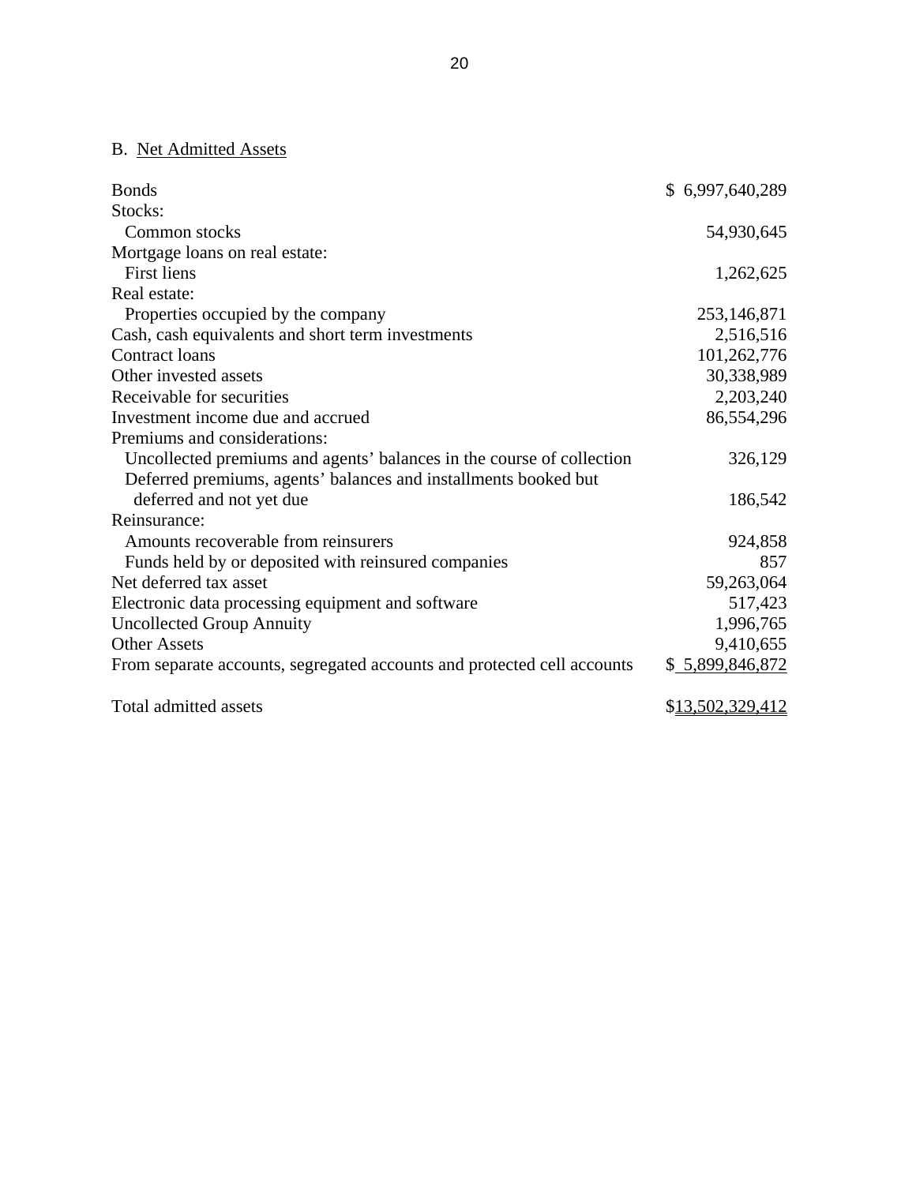B. Net Admitted Assets

| | |
|---|---:|
| Bonds | $ 6,997,640,289 |
| Stocks: | |
| Common stocks | 54,930,645 |
| Mortgage loans on real estate: | |
| First liens | 1,262,625 |
| Real estate: | |
| Properties occupied by the company | 253,146,871 |
| Cash, cash equivalents and short term investments | 2,516,516 |
| Contract loans | 101,262,776 |
| Other invested assets | 30,338,989 |
| Receivable for securities | 2,203,240 |
| Investment income due and accrued | 86,554,296 |
| Premiums and considerations: | |
| Uncollected premiums and agents' balances in the course of collection | 326,129 |
| Deferred premiums, agents' balances and installments booked but deferred and not yet due | 186,542 |
| Reinsurance: | |
| Amounts recoverable from reinsurers | 924,858 |
| Funds held by or deposited with reinsured companies | 857 |
| Net deferred tax asset | 59,263,064 |
| Electronic data processing equipment and software | 517,423 |
| Uncollected Group Annuity | 1,996,765 |
| Other Assets | 9,410,655 |
| From separate accounts, segregated accounts and protected cell accounts | $ 5,899,846,872 |
| | |
| Total admitted assets | $13,502,329,412 |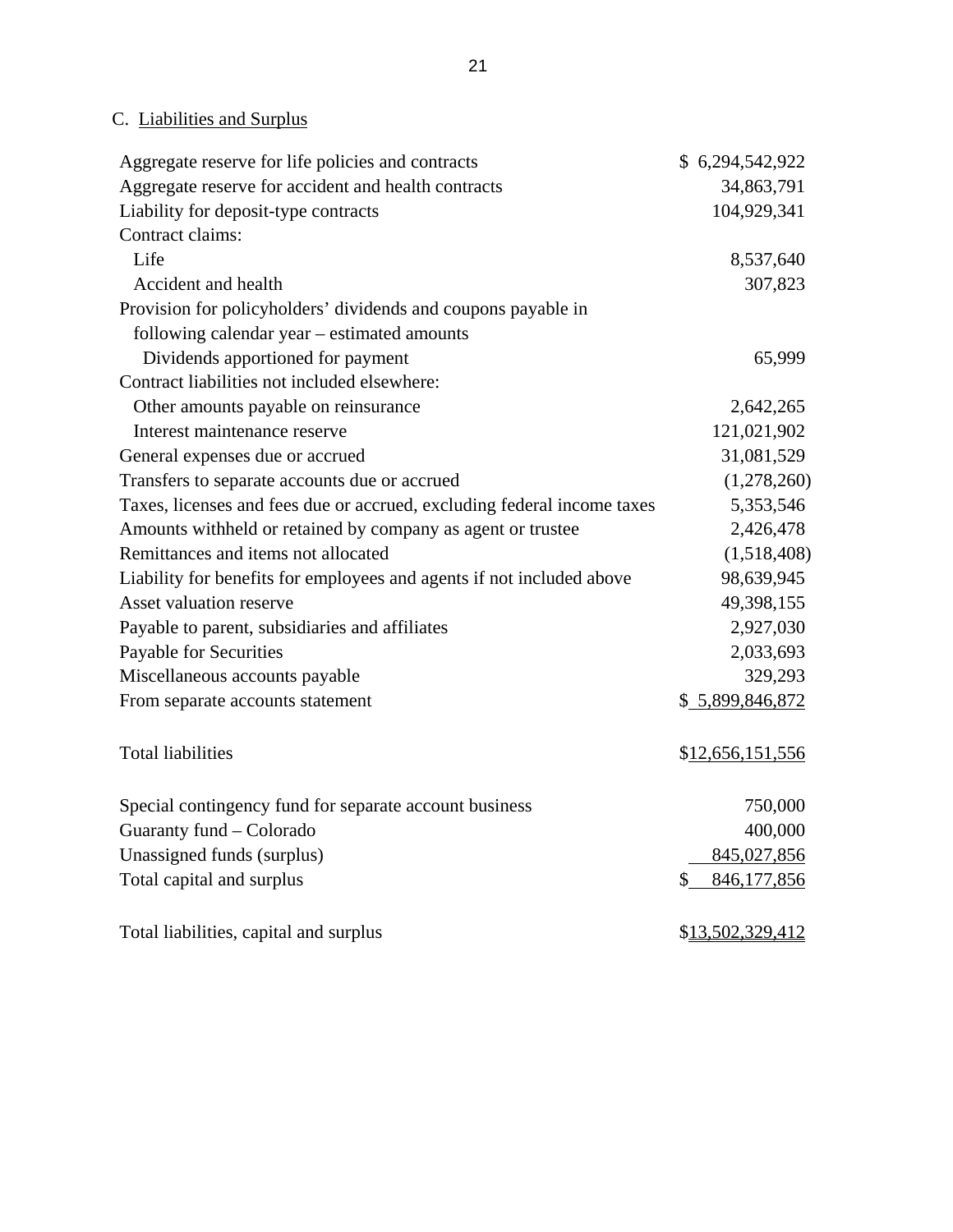## C. Liabilities and Surplus

| | |
|---|---|
| Aggregate reserve for life policies and contracts | $ 6,294,542,922 |
| Aggregate reserve for accident and health contracts | 34,863,791 |
| Liability for deposit-type contracts | 104,929,341 |
| Contract claims: | |
| Life | 8,537,640 |
| Accident and health | 307,823 |
| Provision for policyholders' dividends and coupons payable in following calendar year – estimated amounts | |
| Dividends apportioned for payment | 65,999 |
| Contract liabilities not included elsewhere: | |
| Other amounts payable on reinsurance | 2,642,265 |
| Interest maintenance reserve | 121,021,902 |
| General expenses due or accrued | 31,081,529 |
| Transfers to separate accounts due or accrued | (1,278,260) |
| Taxes, licenses and fees due or accrued, excluding federal income taxes | 5,353,546 |
| Amounts withheld or retained by company as agent or trustee | 2,426,478 |
| Remittances and items not allocated | (1,518,408) |
| Liability for benefits for employees and agents if not included above | 98,639,945 |
| Asset valuation reserve | 49,398,155 |
| Payable to parent, subsidiaries and affiliates | 2,927,030 |
| Payable for Securities | 2,033,693 |
| Miscellaneous accounts payable | 329,293 |
| From separate accounts statement | $ 5,899,846,872 |
| | |
| Total liabilities | $12,656,151,556 |
| | |
| Special contingency fund for separate account business | 750,000 |
| Guaranty fund – Colorado | 400,000 |
| Unassigned funds (surplus) | 845,027,856 |
| Total capital and surplus | $ 846,177,856 |
| | |
| Total liabilities, capital and surplus | $13,502,329,412 |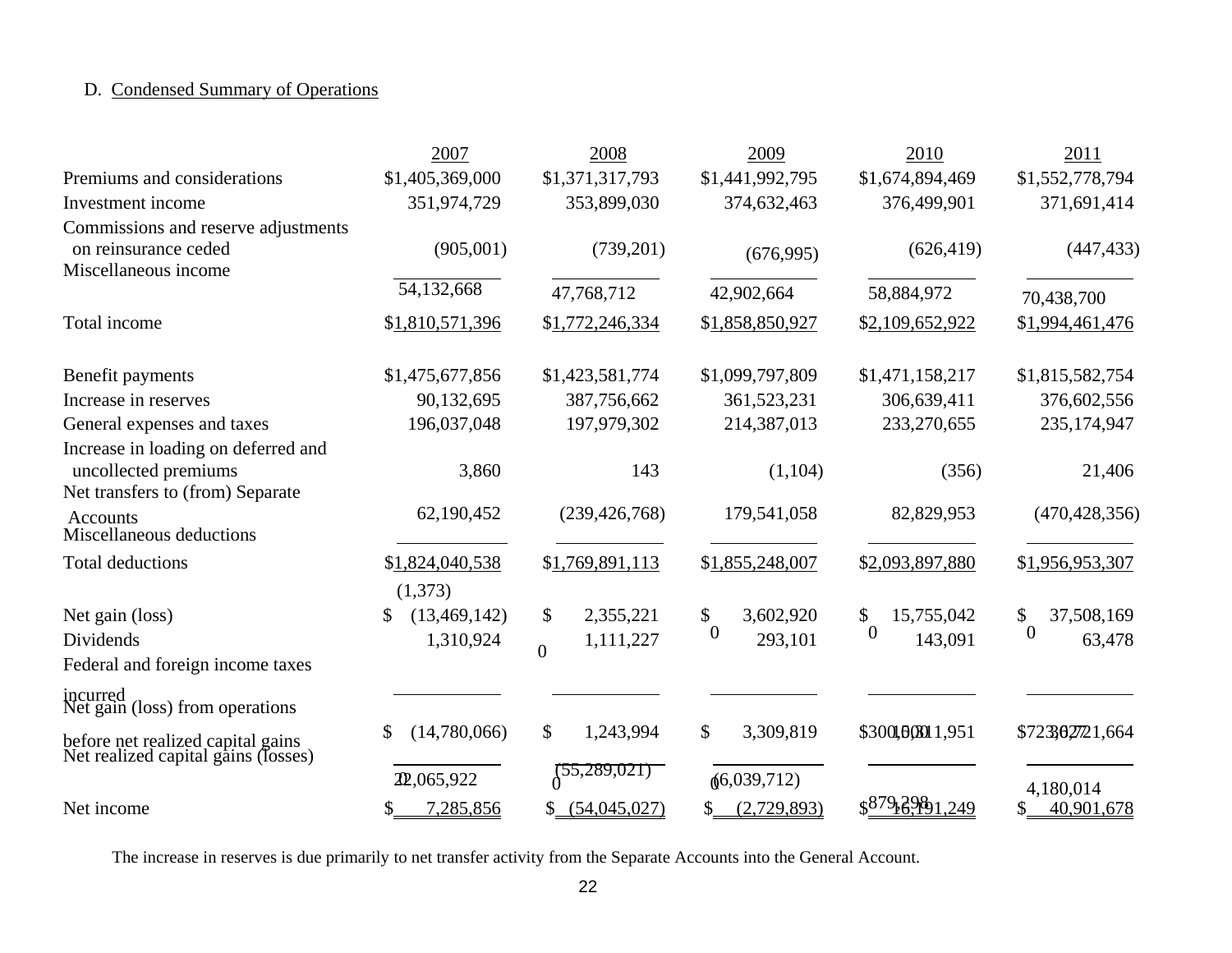## D. Condensed Summary of Operations

| | 2007 | 2008 | 2009 | 2010 | 2011 |
|---|---|---|---|---|---|
| Premiums and considerations | $1,405,369,000 | $1,371,317,793 | $1,441,992,795 | $1,674,894,469 | $1,552,778,794 |
| Investment income | 351,974,729 | 353,899,030 | 374,632,463 | 376,499,901 | 371,691,414 |
| Commissions and reserve adjustments on reinsurance ceded | (905,001) | (739,201) | (676,995) | (626,419) | (447,433) |
| Miscellaneous income | 54,132,668 | 47,768,712 | 42,902,664 | 58,884,972 | 70,438,700 |
| Total income | $1,810,571,396 | $1,772,246,334 | $1,858,850,927 | $2,109,652,922 | $1,994,461,476 |
| Benefit payments | $1,475,677,856 | $1,423,581,774 | $1,099,797,809 | $1,471,158,217 | $1,815,582,754 |
| Increase in reserves | 90,132,695 | 387,756,662 | 361,523,231 | 306,639,411 | 376,602,556 |
| General expenses and taxes | 196,037,048 | 197,979,302 | 214,387,013 | 233,270,655 | 235,174,947 |
| Increase in loading on deferred and uncollected premiums | 3,860 | 143 | (1,104) | (356) | 21,406 |
| Net transfers to (from) Separate Accounts | 62,190,452 | (239,426,768) | 179,541,058 | 82,829,953 | (470,428,356) |
| Miscellaneous deductions | (1,373) | 0 | 0 | 0 | 0 |
| Total deductions | $1,824,040,538 | $1,769,891,113 | $1,855,248,007 | $2,093,897,880 | $1,956,953,307 |
| Net gain (loss) | $ (13,469,142) | $ 2,355,221 | $ 3,602,920 | $ 15,755,042 | $ 37,508,169 |
| Dividends | 1,310,924 | 1,111,227 | 293,101 | 143,091 | 63,478 |
| Federal and foreign income taxes incurred | | 0 | 0 | 300,000 | 723,027 |
| Net gain (loss) from operations before net realized capital gains | $ (14,780,066) | $ 1,243,994 | $ 3,309,819 | $ 15,311,951 | $ 36,721,664 |
| Net realized capital gains (losses) | 22,065,922 | (55,289,021) | (6,039,712) | 879,298 | 4,180,014 |
| Net income | $ 7,285,856 | $ (54,045,027) | $ (2,729,893) | $ 16,191,249 | $ 40,901,678 |

The increase in reserves is due primarily to net transfer activity from the Separate Accounts into the General Account.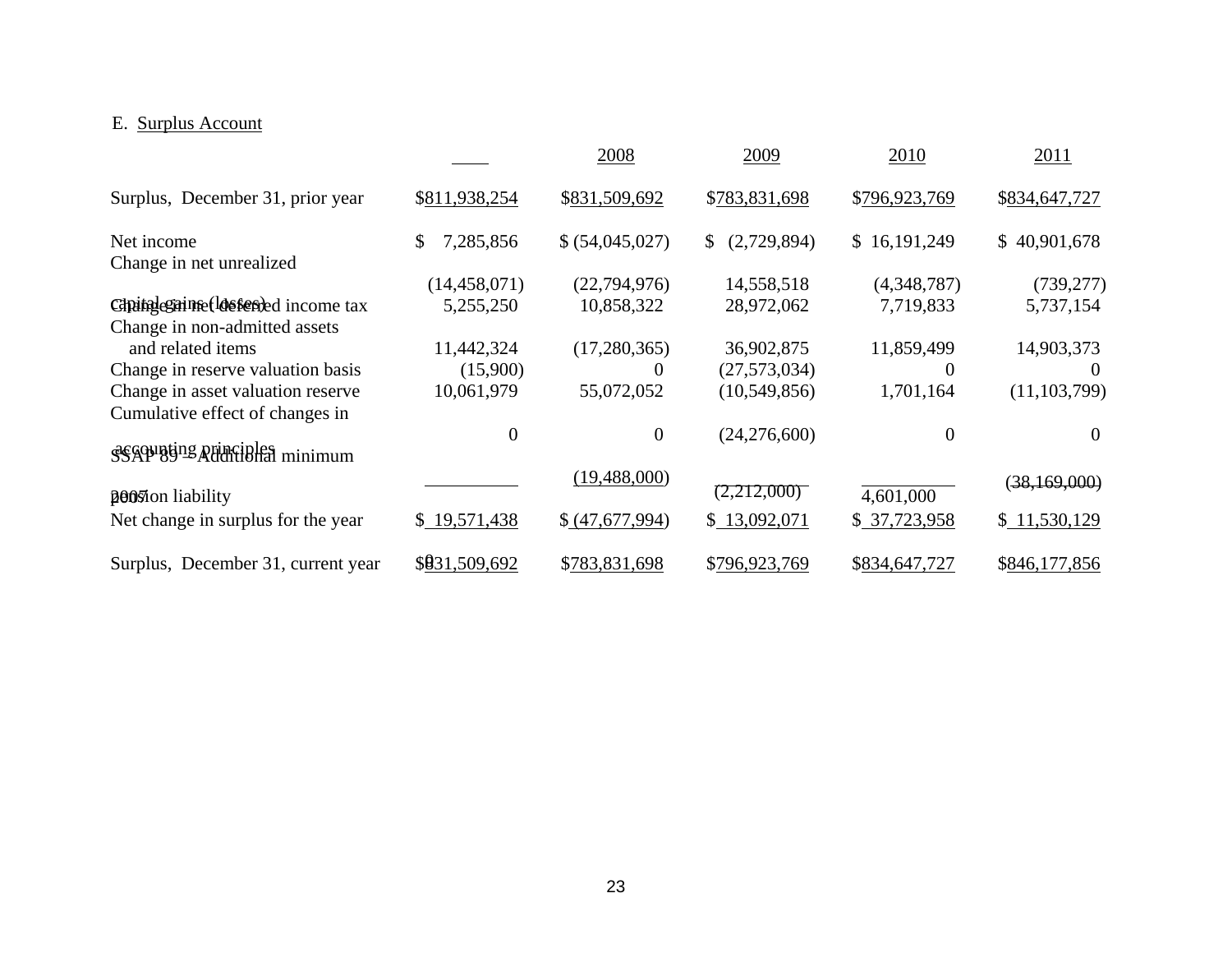E. Surplus Account

| | 2007 | 2008 | 2009 | 2010 | 2011 |
|---|---|---|---|---|---|
| Surplus, December 31, prior year | $811,938,254 | $831,509,692 | $783,831,698 | $796,923,769 | $834,647,727 |
| Net income | $ 7,285,856 | $ (54,045,027) | $ (2,729,894) | $ 16,191,249 | $ 40,901,678 |
| Change in net unrealized capital gains (losses) | (14,458,071) | (22,794,976) | 14,558,518 | (4,348,787) | (739,277) |
| Change in net deferred income tax | 5,255,250 | 10,858,322 | 28,972,062 | 7,719,833 | 5,737,154 |
| Change in non-admitted assets and related items | 11,442,324 | (17,280,365) | 36,902,875 | 11,859,499 | 14,903,373 |
| Change in reserve valuation basis | (15,900) | 0 | (27,573,034) | 0 | 0 |
| Change in asset valuation reserve | 10,061,979 | 55,072,052 | (10,549,856) | 1,701,164 | (11,103,799) |
| Cumulative effect of changes in accounting principles | 0 | 0 | (24,276,600) | 0 | 0 |
| SSAP 89 – Additional minimum pension liability | 0 | (19,488,000) | (2,212,000) | 4,601,000 | (38,169,000) |
| Net change in surplus for the year | $ 19,571,438 | $ (47,677,994) | $ 13,092,071 | $ 37,723,958 | $ 11,530,129 |
| Surplus, December 31, current year | $831,509,692 | $783,831,698 | $796,923,769 | $834,647,727 | $846,177,856 |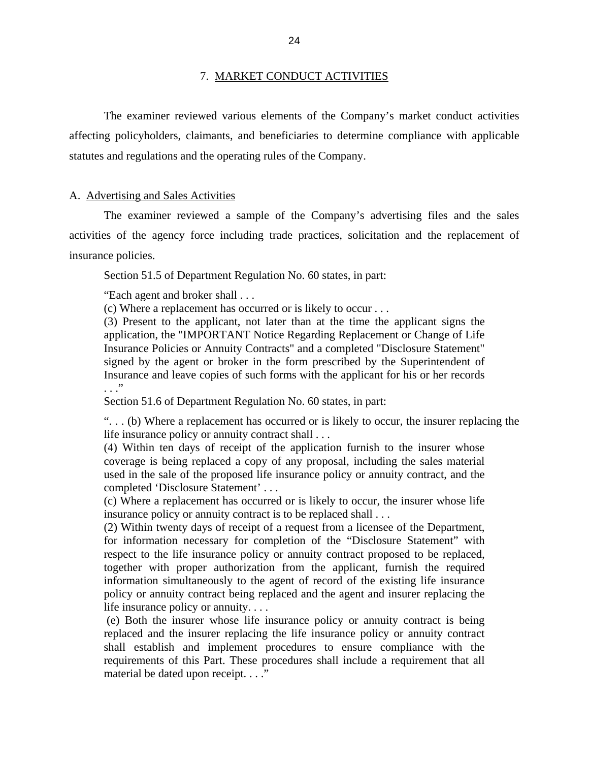## 7. MARKET CONDUCT ACTIVITIES

The examiner reviewed various elements of the Company's market conduct activities affecting policyholders, claimants, and beneficiaries to determine compliance with applicable statutes and regulations and the operating rules of the Company.

### A. Advertising and Sales Activities

The examiner reviewed a sample of the Company's advertising files and the sales activities of the agency force including trade practices, solicitation and the replacement of insurance policies.

Section 51.5 of Department Regulation No. 60 states, in part:

> "Each agent and broker shall . . .
> (c) Where a replacement has occurred or is likely to occur . . .
> (3) Present to the applicant, not later than at the time the applicant signs the application, the "IMPORTANT Notice Regarding Replacement or Change of Life Insurance Policies or Annuity Contracts" and a completed "Disclosure Statement" signed by the agent or broker in the form prescribed by the Superintendent of Insurance and leave copies of such forms with the applicant for his or her records . . ."

Section 51.6 of Department Regulation No. 60 states, in part:

> ". . . (b) Where a replacement has occurred or is likely to occur, the insurer replacing the life insurance policy or annuity contract shall . . .
> (4) Within ten days of receipt of the application furnish to the insurer whose coverage is being replaced a copy of any proposal, including the sales material used in the sale of the proposed life insurance policy or annuity contract, and the completed 'Disclosure Statement' . . .
> (c) Where a replacement has occurred or is likely to occur, the insurer whose life insurance policy or annuity contract is to be replaced shall . . .
> (2) Within twenty days of receipt of a request from a licensee of the Department, for information necessary for completion of the "Disclosure Statement" with respect to the life insurance policy or annuity contract proposed to be replaced, together with proper authorization from the applicant, furnish the required information simultaneously to the agent of record of the existing life insurance policy or annuity contract being replaced and the agent and insurer replacing the life insurance policy or annuity. . . .
> (e) Both the insurer whose life insurance policy or annuity contract is being replaced and the insurer replacing the life insurance policy or annuity contract shall establish and implement procedures to ensure compliance with the requirements of this Part. These procedures shall include a requirement that all material be dated upon receipt. . . ."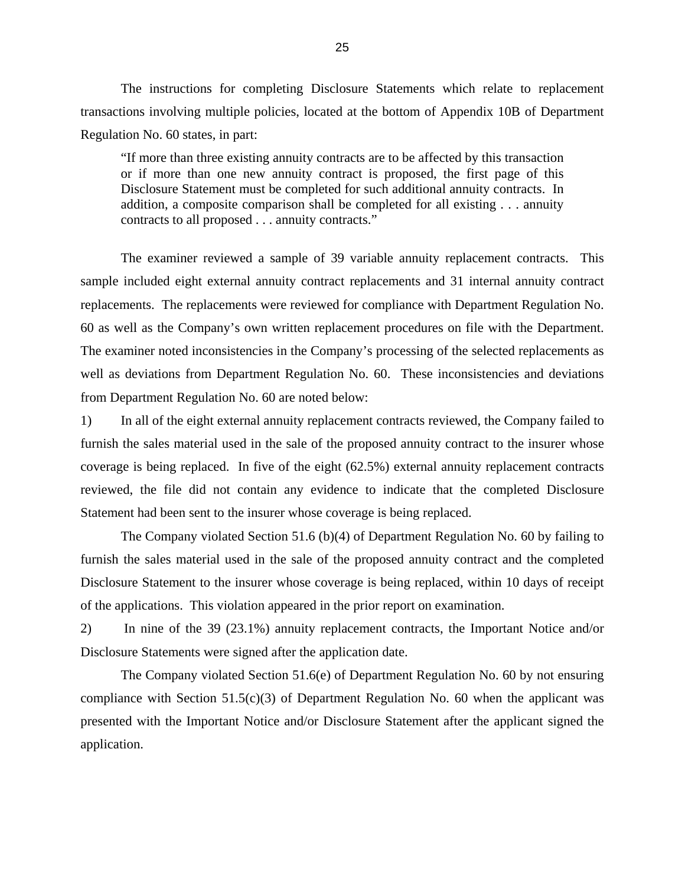The instructions for completing Disclosure Statements which relate to replacement transactions involving multiple policies, located at the bottom of Appendix 10B of Department Regulation No. 60 states, in part:

> "If more than three existing annuity contracts are to be affected by this transaction or if more than one new annuity contract is proposed, the first page of this Disclosure Statement must be completed for such additional annuity contracts. In addition, a composite comparison shall be completed for all existing . . . annuity contracts to all proposed . . . annuity contracts."

The examiner reviewed a sample of 39 variable annuity replacement contracts. This sample included eight external annuity contract replacements and 31 internal annuity contract replacements. The replacements were reviewed for compliance with Department Regulation No. 60 as well as the Company's own written replacement procedures on file with the Department. The examiner noted inconsistencies in the Company's processing of the selected replacements as well as deviations from Department Regulation No. 60. These inconsistencies and deviations from Department Regulation No. 60 are noted below:

1) In all of the eight external annuity replacement contracts reviewed, the Company failed to furnish the sales material used in the sale of the proposed annuity contract to the insurer whose coverage is being replaced. In five of the eight (62.5%) external annuity replacement contracts reviewed, the file did not contain any evidence to indicate that the completed Disclosure Statement had been sent to the insurer whose coverage is being replaced.

The Company violated Section 51.6 (b)(4) of Department Regulation No. 60 by failing to furnish the sales material used in the sale of the proposed annuity contract and the completed Disclosure Statement to the insurer whose coverage is being replaced, within 10 days of receipt of the applications. This violation appeared in the prior report on examination.

2) In nine of the 39 (23.1%) annuity replacement contracts, the Important Notice and/or Disclosure Statements were signed after the application date.

The Company violated Section 51.6(e) of Department Regulation No. 60 by not ensuring compliance with Section 51.5(c)(3) of Department Regulation No. 60 when the applicant was presented with the Important Notice and/or Disclosure Statement after the applicant signed the application.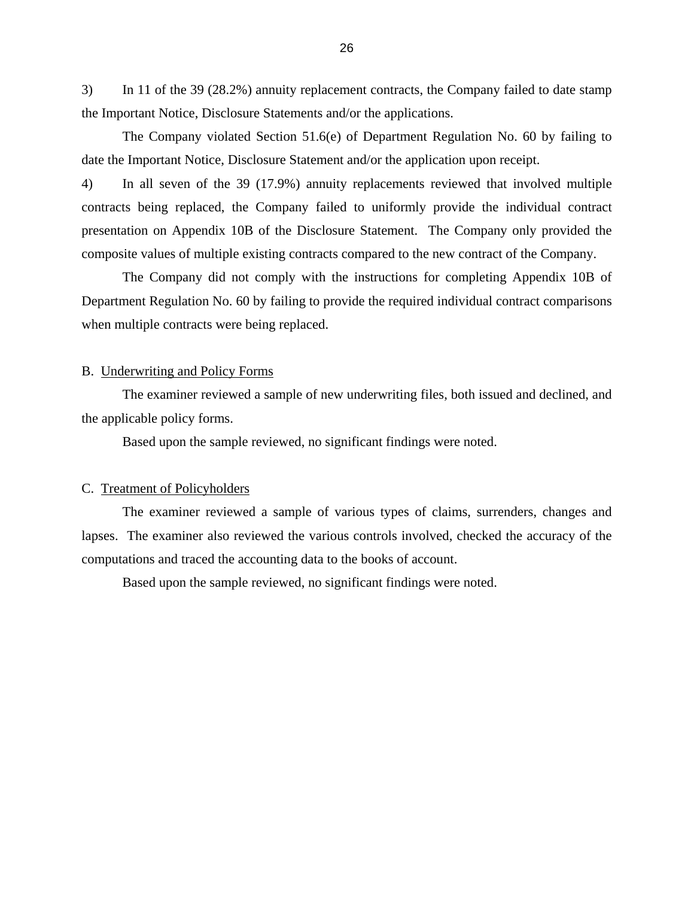3) In 11 of the 39 (28.2%) annuity replacement contracts, the Company failed to date stamp the Important Notice, Disclosure Statements and/or the applications.

The Company violated Section 51.6(e) of Department Regulation No. 60 by failing to date the Important Notice, Disclosure Statement and/or the application upon receipt.

4) In all seven of the 39 (17.9%) annuity replacements reviewed that involved multiple contracts being replaced, the Company failed to uniformly provide the individual contract presentation on Appendix 10B of the Disclosure Statement. The Company only provided the composite values of multiple existing contracts compared to the new contract of the Company.

The Company did not comply with the instructions for completing Appendix 10B of Department Regulation No. 60 by failing to provide the required individual contract comparisons when multiple contracts were being replaced.

## B. Underwriting and Policy Forms

The examiner reviewed a sample of new underwriting files, both issued and declined, and the applicable policy forms.

Based upon the sample reviewed, no significant findings were noted.

## C. Treatment of Policyholders

The examiner reviewed a sample of various types of claims, surrenders, changes and lapses. The examiner also reviewed the various controls involved, checked the accuracy of the computations and traced the accounting data to the books of account.

Based upon the sample reviewed, no significant findings were noted.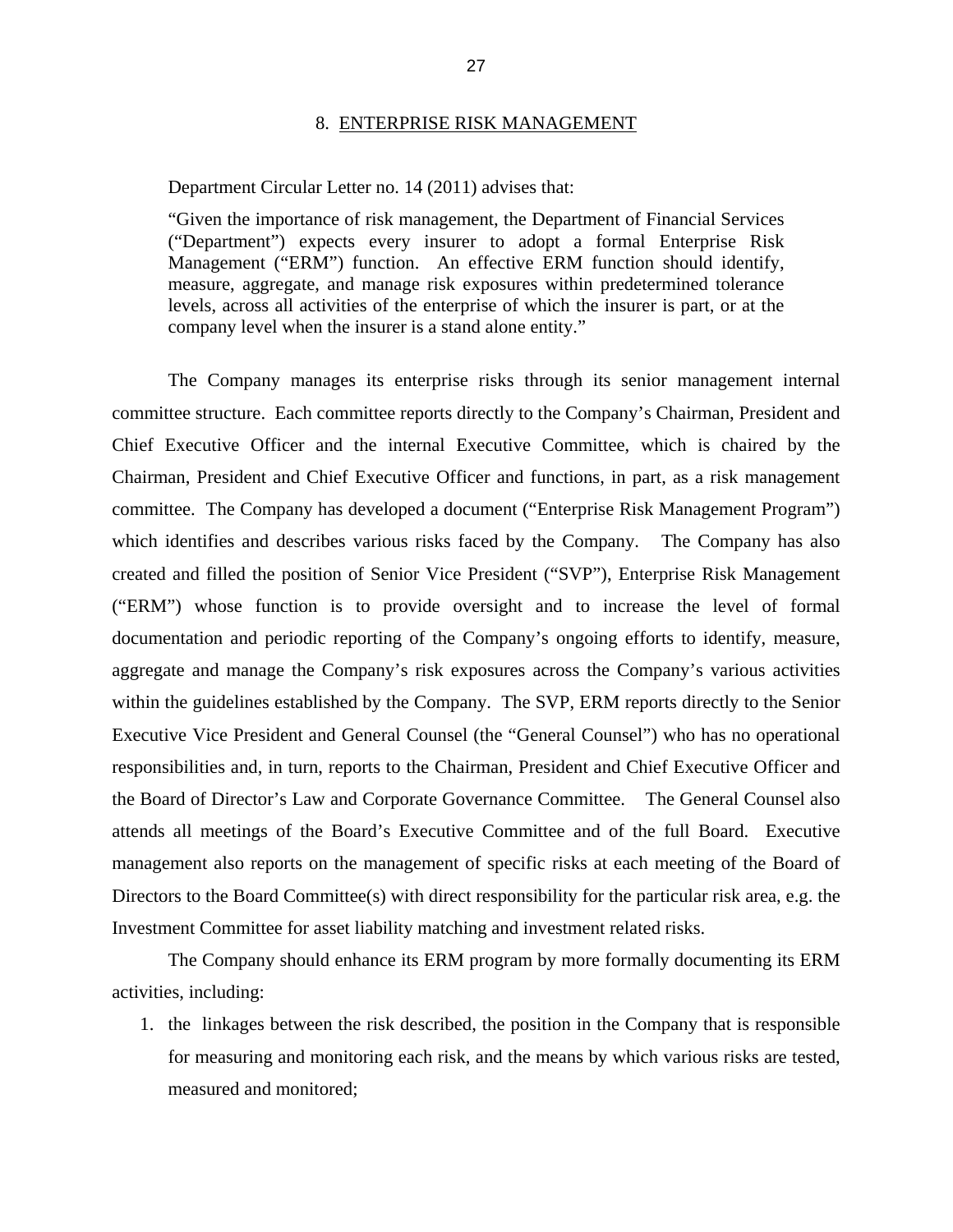## 8. ENTERPRISE RISK MANAGEMENT

Department Circular Letter no. 14 (2011) advises that:

> "Given the importance of risk management, the Department of Financial Services ("Department") expects every insurer to adopt a formal Enterprise Risk Management ("ERM") function. An effective ERM function should identify, measure, aggregate, and manage risk exposures within predetermined tolerance levels, across all activities of the enterprise of which the insurer is part, or at the company level when the insurer is a stand alone entity."

The Company manages its enterprise risks through its senior management internal committee structure. Each committee reports directly to the Company's Chairman, President and Chief Executive Officer and the internal Executive Committee, which is chaired by the Chairman, President and Chief Executive Officer and functions, in part, as a risk management committee. The Company has developed a document ("Enterprise Risk Management Program") which identifies and describes various risks faced by the Company. The Company has also created and filled the position of Senior Vice President ("SVP"), Enterprise Risk Management ("ERM") whose function is to provide oversight and to increase the level of formal documentation and periodic reporting of the Company's ongoing efforts to identify, measure, aggregate and manage the Company's risk exposures across the Company's various activities within the guidelines established by the Company. The SVP, ERM reports directly to the Senior Executive Vice President and General Counsel (the "General Counsel") who has no operational responsibilities and, in turn, reports to the Chairman, President and Chief Executive Officer and the Board of Director's Law and Corporate Governance Committee. The General Counsel also attends all meetings of the Board's Executive Committee and of the full Board. Executive management also reports on the management of specific risks at each meeting of the Board of Directors to the Board Committee(s) with direct responsibility for the particular risk area, e.g. the Investment Committee for asset liability matching and investment related risks.

The Company should enhance its ERM program by more formally documenting its ERM activities, including:

1. the linkages between the risk described, the position in the Company that is responsible for measuring and monitoring each risk, and the means by which various risks are tested, measured and monitored;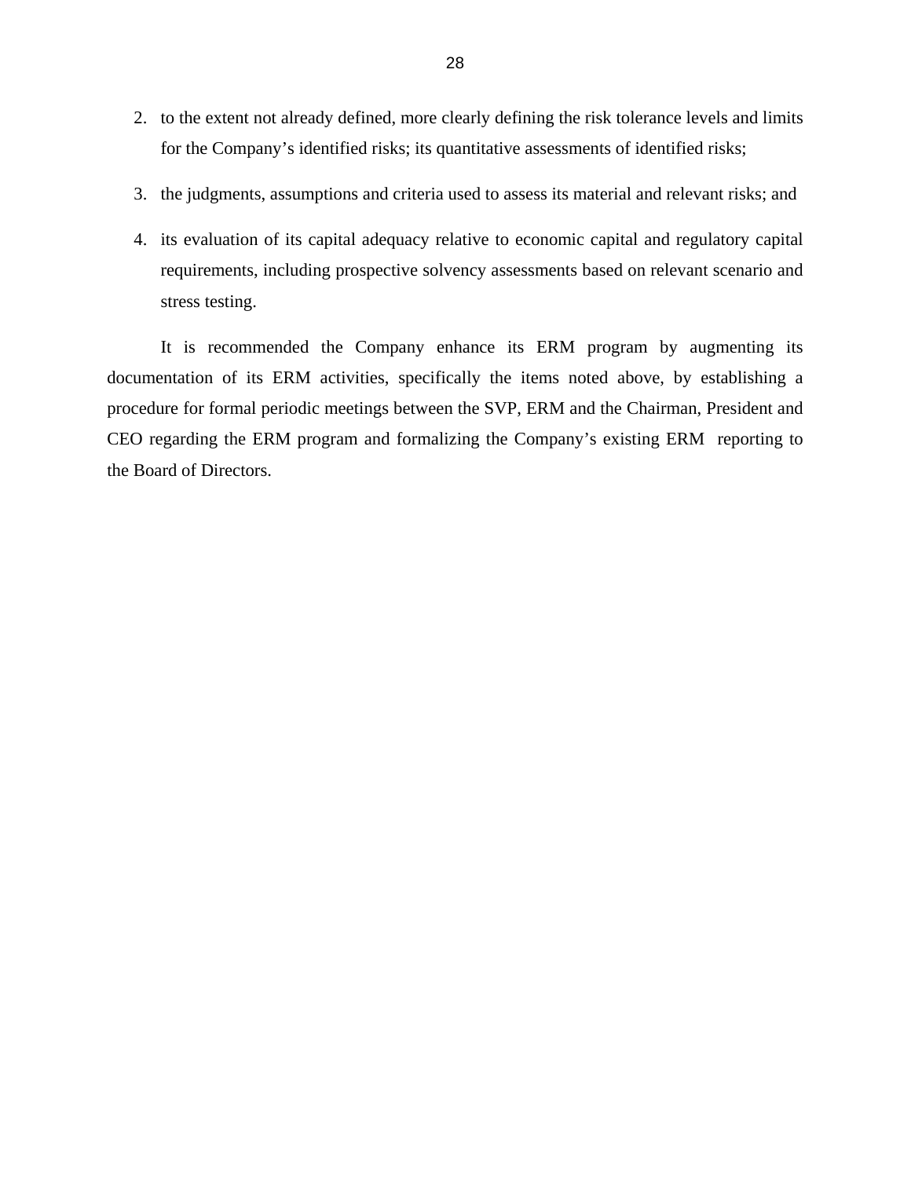2. to the extent not already defined, more clearly defining the risk tolerance levels and limits for the Company's identified risks; its quantitative assessments of identified risks;
3. the judgments, assumptions and criteria used to assess its material and relevant risks; and
4. its evaluation of its capital adequacy relative to economic capital and regulatory capital requirements, including prospective solvency assessments based on relevant scenario and stress testing.

It is recommended the Company enhance its ERM program by augmenting its documentation of its ERM activities, specifically the items noted above, by establishing a procedure for formal periodic meetings between the SVP, ERM and the Chairman, President and CEO regarding the ERM program and formalizing the Company's existing ERM reporting to the Board of Directors.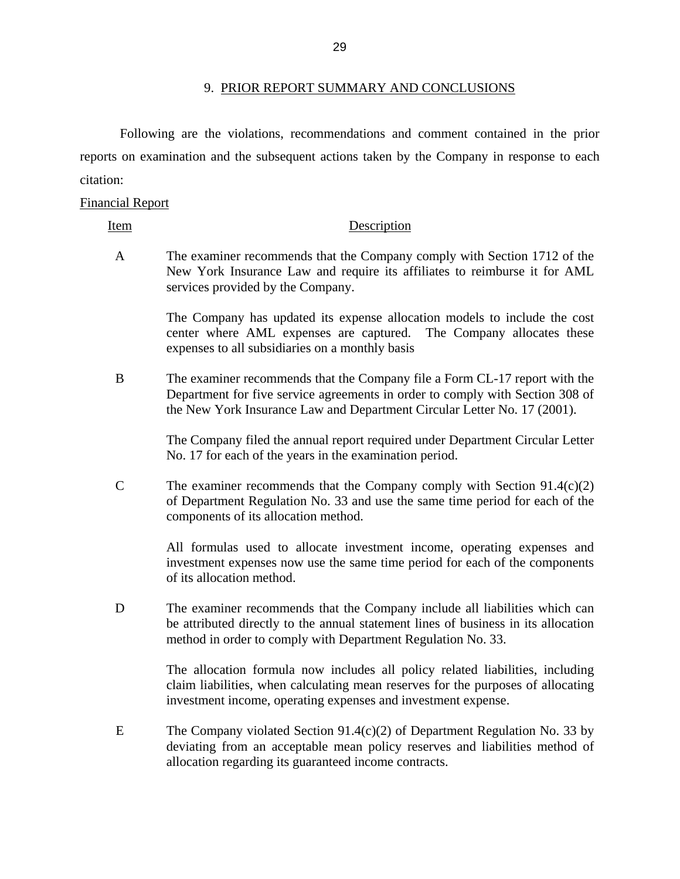## 9. PRIOR REPORT SUMMARY AND CONCLUSIONS

Following are the violations, recommendations and comment contained in the prior reports on examination and the subsequent actions taken by the Company in response to each citation:

Financial Report

| Item | Description |
|---|---|
| A | The examiner recommends that the Company comply with Section 1712 of the New York Insurance Law and require its affiliates to reimburse it for AML services provided by the Company.<br><br>The Company has updated its expense allocation models to include the cost center where AML expenses are captured. The Company allocates these expenses to all subsidiaries on a monthly basis |
| B | The examiner recommends that the Company file a Form CL-17 report with the Department for five service agreements in order to comply with Section 308 of the New York Insurance Law and Department Circular Letter No. 17 (2001).<br><br>The Company filed the annual report required under Department Circular Letter No. 17 for each of the years in the examination period. |
| C | The examiner recommends that the Company comply with Section 91.4(c)(2) of Department Regulation No. 33 and use the same time period for each of the components of its allocation method.<br><br>All formulas used to allocate investment income, operating expenses and investment expenses now use the same time period for each of the components of its allocation method. |
| D | The examiner recommends that the Company include all liabilities which can be attributed directly to the annual statement lines of business in its allocation method in order to comply with Department Regulation No. 33.<br><br>The allocation formula now includes all policy related liabilities, including claim liabilities, when calculating mean reserves for the purposes of allocating investment income, operating expenses and investment expense. |
| E | The Company violated Section 91.4(c)(2) of Department Regulation No. 33 by deviating from an acceptable mean policy reserves and liabilities method of allocation regarding its guaranteed income contracts. |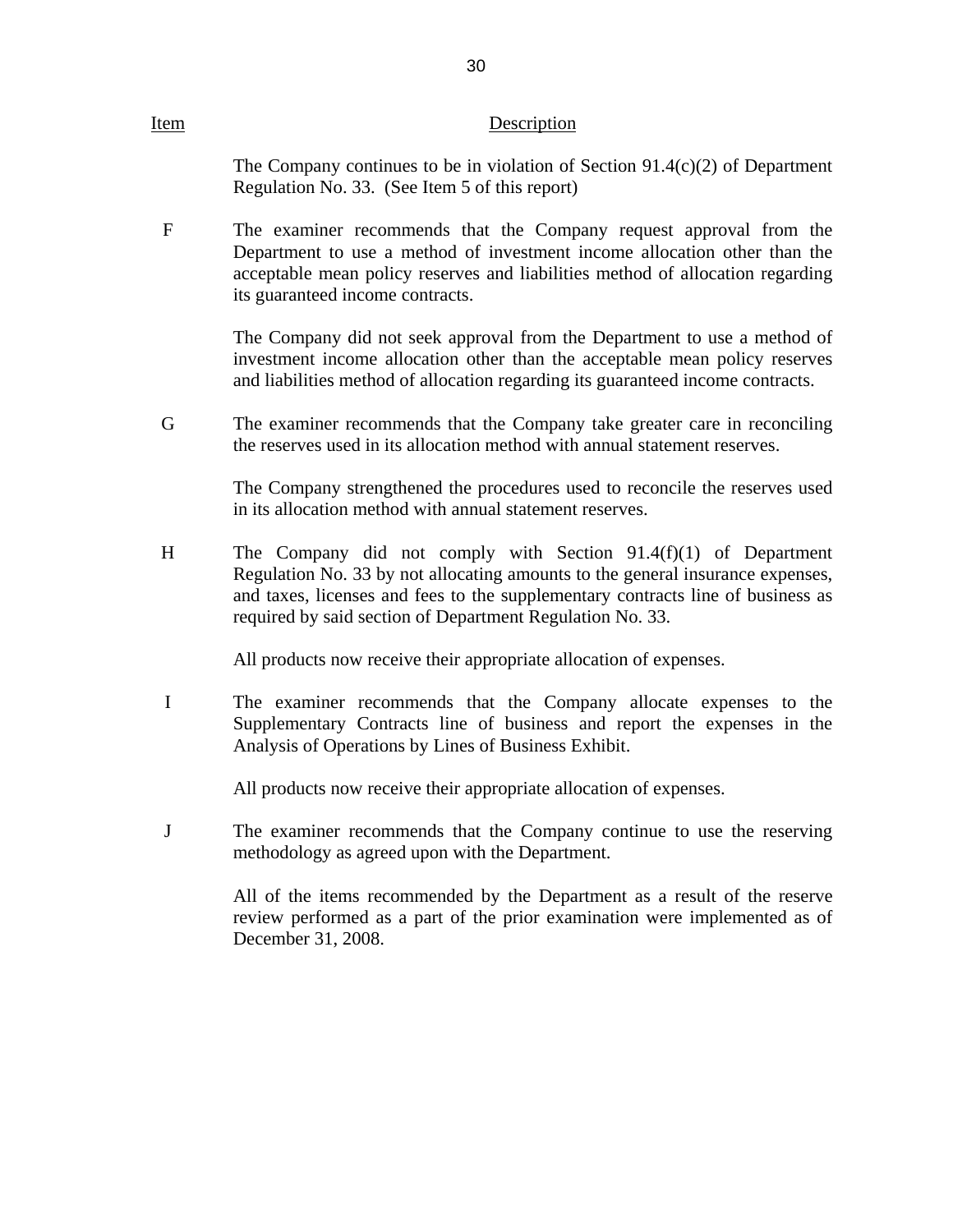| Item | Description |
|---|---|
| | The Company continues to be in violation of Section 91.4(c)(2) of Department Regulation No. 33. (See Item 5 of this report) |
| F | The examiner recommends that the Company request approval from the Department to use a method of investment income allocation other than the acceptable mean policy reserves and liabilities method of allocation regarding its guaranteed income contracts. |
| | The Company did not seek approval from the Department to use a method of investment income allocation other than the acceptable mean policy reserves and liabilities method of allocation regarding its guaranteed income contracts. |
| G | The examiner recommends that the Company take greater care in reconciling the reserves used in its allocation method with annual statement reserves. |
| | The Company strengthened the procedures used to reconcile the reserves used in its allocation method with annual statement reserves. |
| H | The Company did not comply with Section 91.4(f)(1) of Department Regulation No. 33 by not allocating amounts to the general insurance expenses, and taxes, licenses and fees to the supplementary contracts line of business as required by said section of Department Regulation No. 33. |
| | All products now receive their appropriate allocation of expenses. |
| I | The examiner recommends that the Company allocate expenses to the Supplementary Contracts line of business and report the expenses in the Analysis of Operations by Lines of Business Exhibit. |
| | All products now receive their appropriate allocation of expenses. |
| J | The examiner recommends that the Company continue to use the reserving methodology as agreed upon with the Department. |
| | All of the items recommended by the Department as a result of the reserve review performed as a part of the prior examination were implemented as of December 31, 2008. |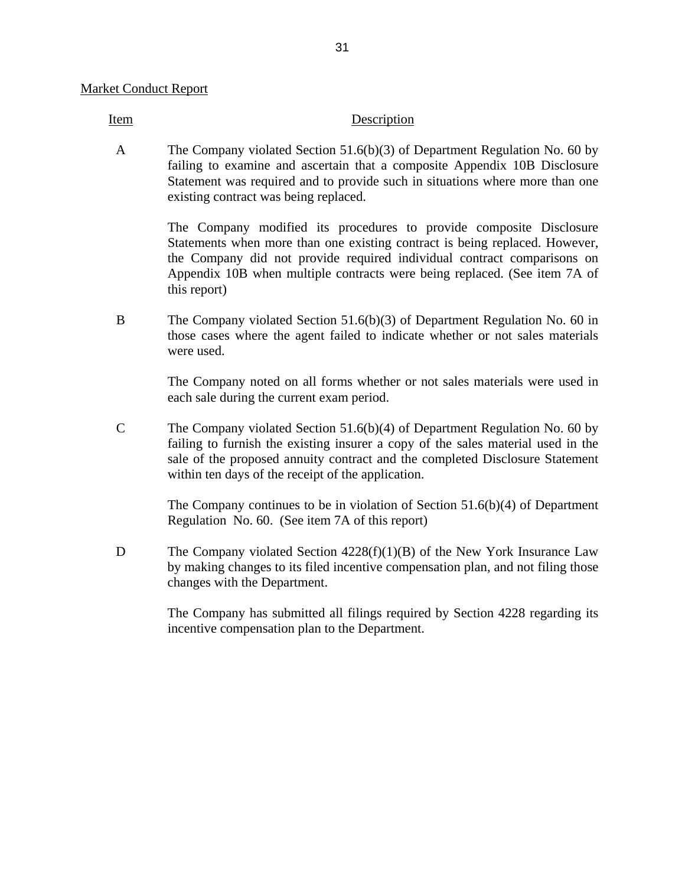Market Conduct Report

| Item | Description |
| --- | --- |
| A | The Company violated Section 51.6(b)(3) of Department Regulation No. 60 by failing to examine and ascertain that a composite Appendix 10B Disclosure Statement was required and to provide such in situations where more than one existing contract was being replaced.<br><br>The Company modified its procedures to provide composite Disclosure Statements when more than one existing contract is being replaced. However, the Company did not provide required individual contract comparisons on Appendix 10B when multiple contracts were being replaced. (See item 7A of this report) |
| B | The Company violated Section 51.6(b)(3) of Department Regulation No. 60 in those cases where the agent failed to indicate whether or not sales materials were used.<br><br>The Company noted on all forms whether or not sales materials were used in each sale during the current exam period. |
| C | The Company violated Section 51.6(b)(4) of Department Regulation No. 60 by failing to furnish the existing insurer a copy of the sales material used in the sale of the proposed annuity contract and the completed Disclosure Statement within ten days of the receipt of the application.<br><br>The Company continues to be in violation of Section 51.6(b)(4) of Department Regulation No. 60. (See item 7A of this report) |
| D | The Company violated Section 4228(f)(1)(B) of the New York Insurance Law by making changes to its filed incentive compensation plan, and not filing those changes with the Department.<br><br>The Company has submitted all filings required by Section 4228 regarding its incentive compensation plan to the Department. |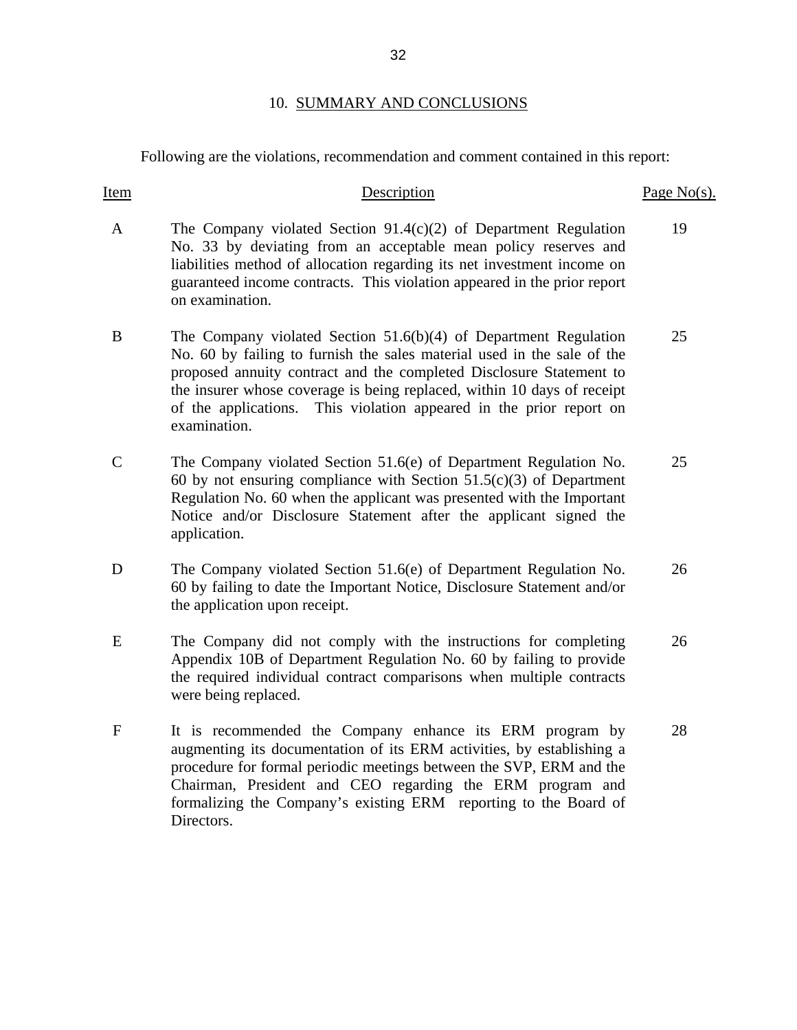## 10. SUMMARY AND CONCLUSIONS

Following are the violations, recommendation and comment contained in this report:

| Item | Description | Page No(s). |
|---|---|---|
| A | The Company violated Section 91.4(c)(2) of Department Regulation No. 33 by deviating from an acceptable mean policy reserves and liabilities method of allocation regarding its net investment income on guaranteed income contracts. This violation appeared in the prior report on examination. | 19 |
| B | The Company violated Section 51.6(b)(4) of Department Regulation No. 60 by failing to furnish the sales material used in the sale of the proposed annuity contract and the completed Disclosure Statement to the insurer whose coverage is being replaced, within 10 days of receipt of the applications. This violation appeared in the prior report on examination. | 25 |
| C | The Company violated Section 51.6(e) of Department Regulation No. 60 by not ensuring compliance with Section 51.5(c)(3) of Department Regulation No. 60 when the applicant was presented with the Important Notice and/or Disclosure Statement after the applicant signed the application. | 25 |
| D | The Company violated Section 51.6(e) of Department Regulation No. 60 by failing to date the Important Notice, Disclosure Statement and/or the application upon receipt. | 26 |
| E | The Company did not comply with the instructions for completing Appendix 10B of Department Regulation No. 60 by failing to provide the required individual contract comparisons when multiple contracts were being replaced. | 26 |
| F | It is recommended the Company enhance its ERM program by augmenting its documentation of its ERM activities, by establishing a procedure for formal periodic meetings between the SVP, ERM and the Chairman, President and CEO regarding the ERM program and formalizing the Company's existing ERM reporting to the Board of Directors. | 28 |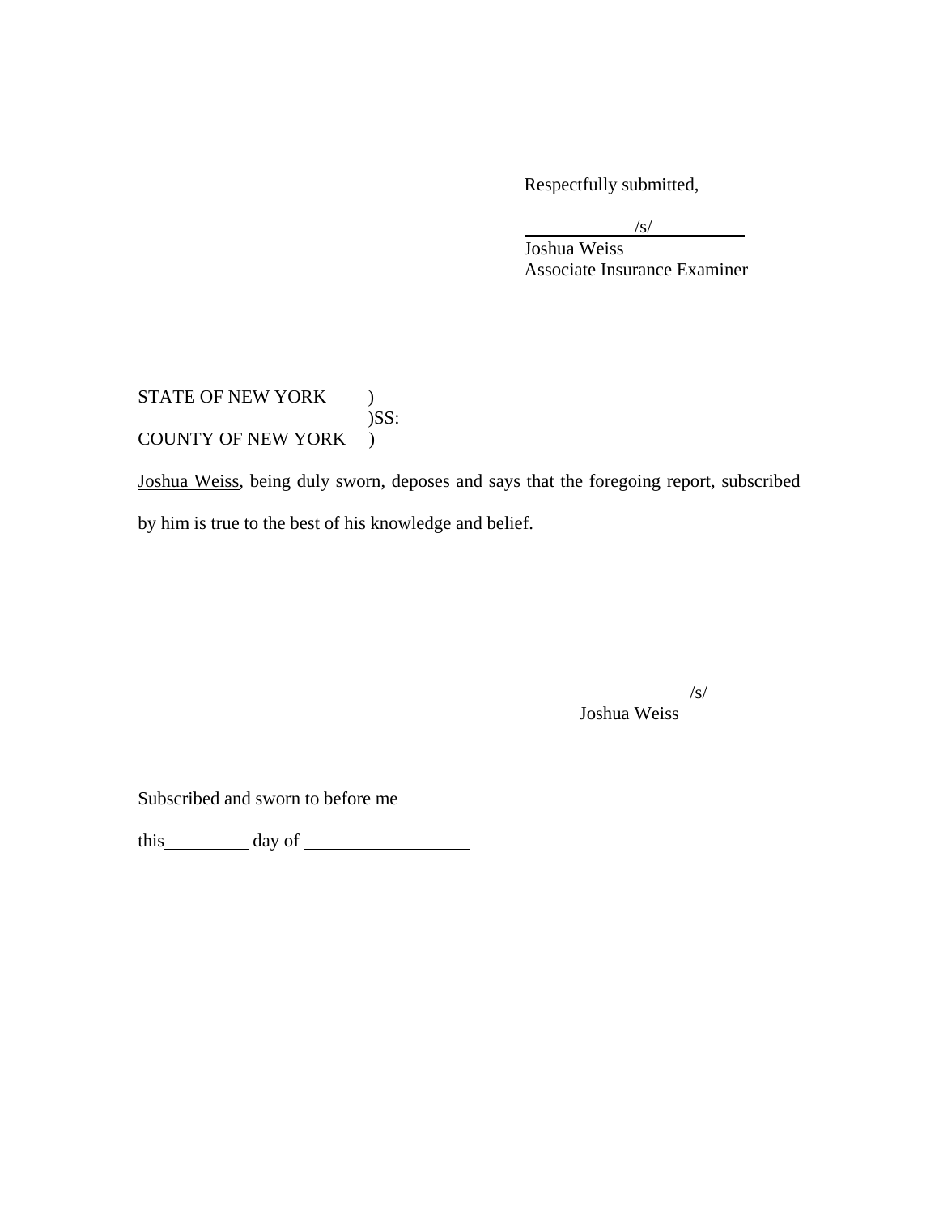Respectfully submitted,

/s/
Joshua Weiss
Associate Insurance Examiner

STATE OF NEW YORK )
)SS:
COUNTY OF NEW YORK )

Joshua Weiss, being duly sworn, deposes and says that the foregoing report, subscribed by him is true to the best of his knowledge and belief.

/s/
Joshua Weiss

Subscribed and sworn to before me

this\_\_\_\_\_\_\_\_\_\_ day of \_\_\_\_\_\_\_\_\_\_\_\_\_\_\_\_\_\_\_\_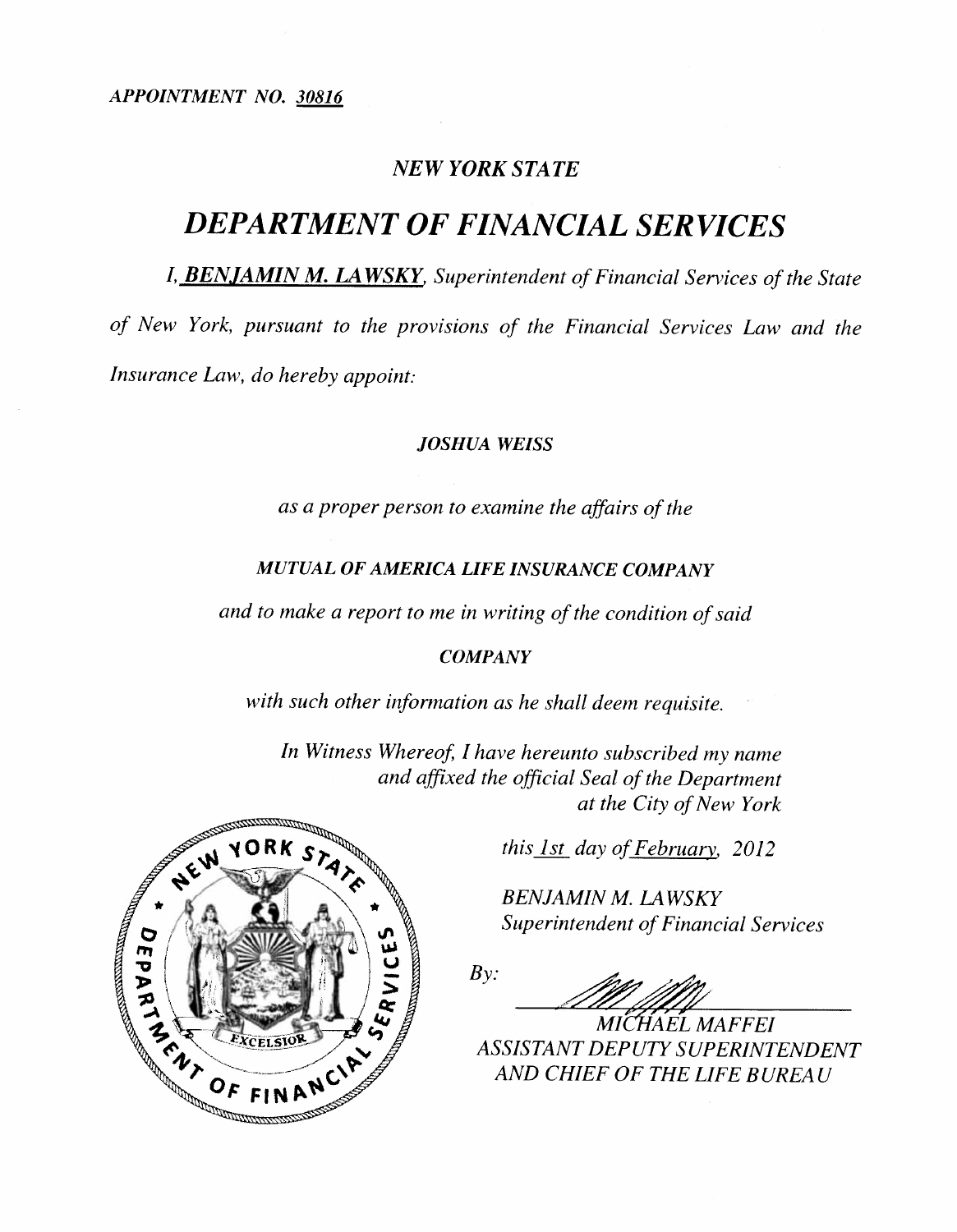*APPOINTMENT NO. 30816*

*NEW YORK STATE*

# *DEPARTMENT OF FINANCIAL SERVICES*

*I, BENJAMIN M. LAWSKY, Superintendent of Financial Services of the State of New York, pursuant to the provisions of the Financial Services Law and the Insurance Law, do hereby appoint:*

*JOSHUA WEISS*

*as a proper person to examine the affairs of the*

*MUTUAL OF AMERICA LIFE INSURANCE COMPANY*

*and to make a report to me in writing of the condition of said*

*COMPANY*

*with such other information as he shall deem requisite.*

*In Witness Whereof, I have hereunto subscribed my name and affixed the official Seal of the Department at the City of New York*

*this 1st day of February, 2012*

*BENJAMIN M. LAWSKY*
*Superintendent of Financial Services*

*By:*

*MICHAEL MAFFEI*
*ASSISTANT DEPUTY SUPERINTENDENT AND CHIEF OF THE LIFE BUREAU*